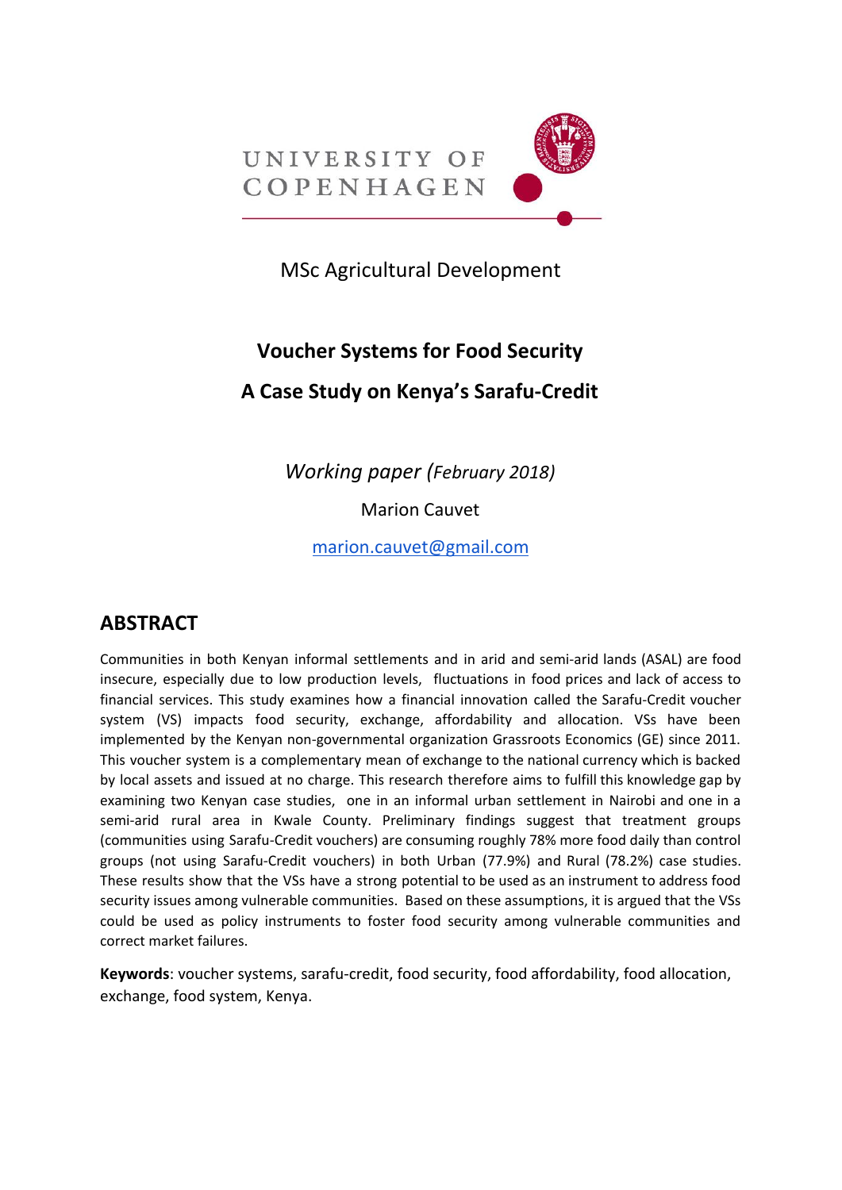UNIVERSITY OF COPENHAGEN

MSc Agricultural Development

# Voucher Systems for Food Security

# A Case Study on Kenya's Sarafu-Credit

*Working paper (February 2018)*

Marion Cauvet

marion.cauvet@gmail.com

## ABSTRACT

Communities in both Kenyan informal settlements and in arid and semi-arid lands (ASAL) are food insecure, especially due to low production levels, fluctuations in food prices and lack of access to financial services. This study examines how a financial innovation called the Sarafu-Credit voucher system (VS) impacts food security, exchange, affordability and allocation. VSs have been implemented by the Kenyan non-governmental organization Grassroots Economics (GE) since 2011. This voucher system is a complementary mean of exchange to the national currency which is backed by local assets and issued at no charge. This research therefore aims to fulfill this knowledge gap by examining two Kenyan case studies, one in an informal urban settlement in Nairobi and one in a semi-arid rural area in Kwale County. Preliminary findings suggest that treatment groups (communities using Sarafu-Credit vouchers) are consuming roughly 78% more food daily than control groups (not using Sarafu-Credit vouchers) in both Urban (77.9%) and Rural (78.2%) case studies. These results show that the VSs have a strong potential to be used as an instrument to address food security issues among vulnerable communities. Based on these assumptions, it is argued that the VSs could be used as policy instruments to foster food security among vulnerable communities and correct market failures.

**Keywords**: voucher systems, sarafu-credit, food security, food affordability, food allocation, exchange, food system, Kenya.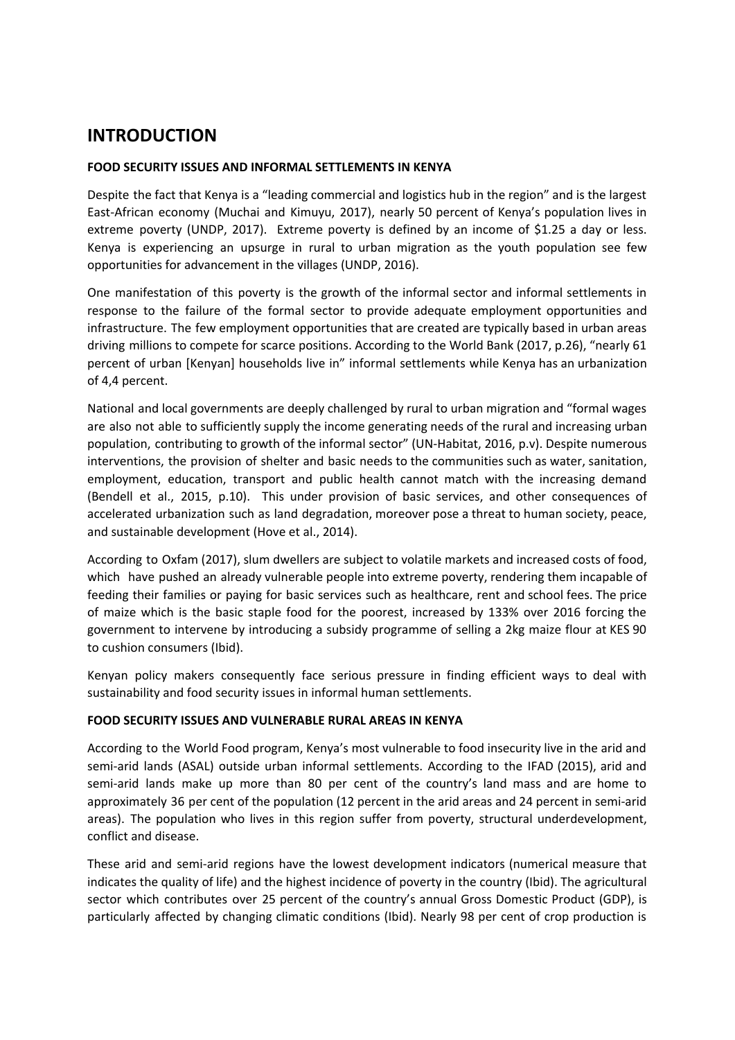# INTRODUCTION

**FOOD SECURITY ISSUES AND INFORMAL SETTLEMENTS IN KENYA**

Despite the fact that Kenya is a "leading commercial and logistics hub in the region" and is the largest East-African economy (Muchai and Kimuyu, 2017), nearly 50 percent of Kenya's population lives in extreme poverty (UNDP, 2017). Extreme poverty is defined by an income of $1.25 a day or less. Kenya is experiencing an upsurge in rural to urban migration as the youth population see few opportunities for advancement in the villages (UNDP, 2016).

One manifestation of this poverty is the growth of the informal sector and informal settlements in response to the failure of the formal sector to provide adequate employment opportunities and infrastructure. The few employment opportunities that are created are typically based in urban areas driving millions to compete for scarce positions. According to the World Bank (2017, p.26), "nearly 61 percent of urban [Kenyan] households live in" informal settlements while Kenya has an urbanization of 4,4 percent.

National and local governments are deeply challenged by rural to urban migration and "formal wages are also not able to sufficiently supply the income generating needs of the rural and increasing urban population, contributing to growth of the informal sector" (UN-Habitat, 2016, p.v). Despite numerous interventions, the provision of shelter and basic needs to the communities such as water, sanitation, employment, education, transport and public health cannot match with the increasing demand (Bendell et al., 2015, p.10). This under provision of basic services, and other consequences of accelerated urbanization such as land degradation, moreover pose a threat to human society, peace, and sustainable development (Hove et al., 2014).

According to Oxfam (2017), slum dwellers are subject to volatile markets and increased costs of food, which have pushed an already vulnerable people into extreme poverty, rendering them incapable of feeding their families or paying for basic services such as healthcare, rent and school fees. The price of maize which is the basic staple food for the poorest, increased by 133% over 2016 forcing the government to intervene by introducing a subsidy programme of selling a 2kg maize flour at KES 90 to cushion consumers (Ibid).

Kenyan policy makers consequently face serious pressure in finding efficient ways to deal with sustainability and food security issues in informal human settlements.

**FOOD SECURITY ISSUES AND VULNERABLE RURAL AREAS IN KENYA**

According to the World Food program, Kenya's most vulnerable to food insecurity live in the arid and semi-arid lands (ASAL) outside urban informal settlements. According to the IFAD (2015), arid and semi-arid lands make up more than 80 per cent of the country's land mass and are home to approximately 36 per cent of the population (12 percent in the arid areas and 24 percent in semi-arid areas). The population who lives in this region suffer from poverty, structural underdevelopment, conflict and disease.

These arid and semi-arid regions have the lowest development indicators (numerical measure that indicates the quality of life) and the highest incidence of poverty in the country (Ibid). The agricultural sector which contributes over 25 percent of the country's annual Gross Domestic Product (GDP), is particularly affected by changing climatic conditions (Ibid). Nearly 98 per cent of crop production is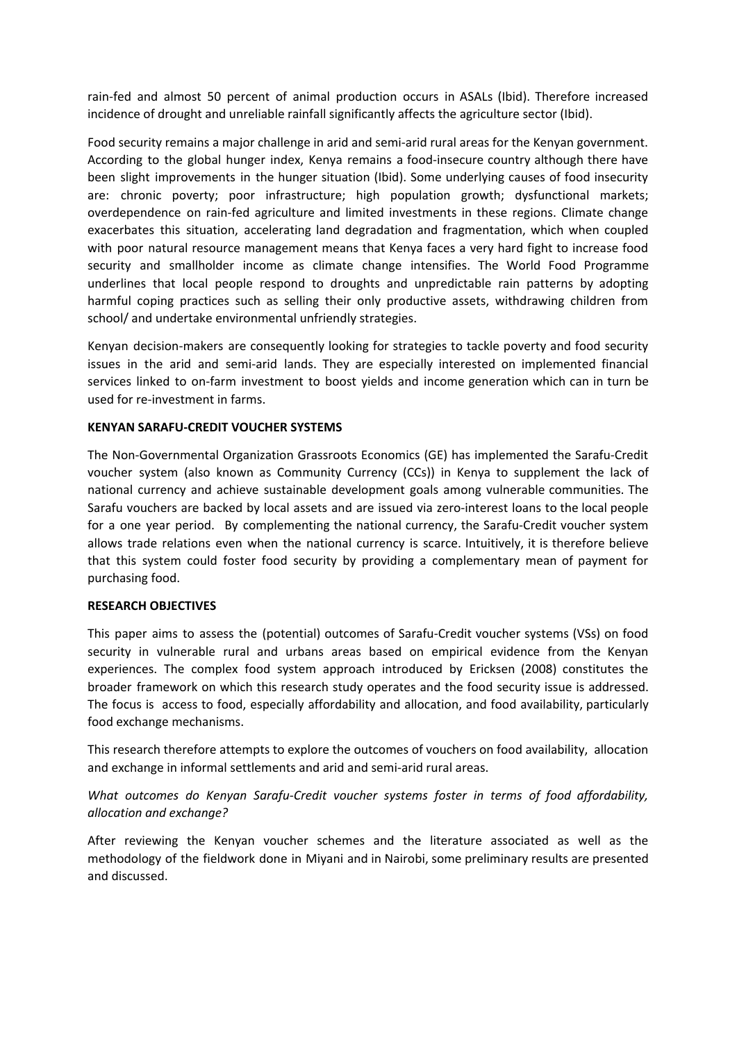rain-fed and almost 50 percent of animal production occurs in ASALs (Ibid). Therefore increased incidence of drought and unreliable rainfall significantly affects the agriculture sector (Ibid).

Food security remains a major challenge in arid and semi-arid rural areas for the Kenyan government. According to the global hunger index, Kenya remains a food-insecure country although there have been slight improvements in the hunger situation (Ibid). Some underlying causes of food insecurity are: chronic poverty; poor infrastructure; high population growth; dysfunctional markets; overdependence on rain-fed agriculture and limited investments in these regions. Climate change exacerbates this situation, accelerating land degradation and fragmentation, which when coupled with poor natural resource management means that Kenya faces a very hard fight to increase food security and smallholder income as climate change intensifies. The World Food Programme underlines that local people respond to droughts and unpredictable rain patterns by adopting harmful coping practices such as selling their only productive assets, withdrawing children from school/ and undertake environmental unfriendly strategies.

Kenyan decision-makers are consequently looking for strategies to tackle poverty and food security issues in the arid and semi-arid lands. They are especially interested on implemented financial services linked to on-farm investment to boost yields and income generation which can in turn be used for re-investment in farms.

**KENYAN SARAFU-CREDIT VOUCHER SYSTEMS**

The Non-Governmental Organization Grassroots Economics (GE) has implemented the Sarafu-Credit voucher system (also known as Community Currency (CCs)) in Kenya to supplement the lack of national currency and achieve sustainable development goals among vulnerable communities. The Sarafu vouchers are backed by local assets and are issued via zero-interest loans to the local people for a one year period. By complementing the national currency, the Sarafu-Credit voucher system allows trade relations even when the national currency is scarce. Intuitively, it is therefore believe that this system could foster food security by providing a complementary mean of payment for purchasing food.

**RESEARCH OBJECTIVES**

This paper aims to assess the (potential) outcomes of Sarafu-Credit voucher systems (VSs) on food security in vulnerable rural and urbans areas based on empirical evidence from the Kenyan experiences. The complex food system approach introduced by Ericksen (2008) constitutes the broader framework on which this research study operates and the food security issue is addressed. The focus is access to food, especially affordability and allocation, and food availability, particularly food exchange mechanisms.

This research therefore attempts to explore the outcomes of vouchers on food availability, allocation and exchange in informal settlements and arid and semi-arid rural areas.

*What outcomes do Kenyan Sarafu-Credit voucher systems foster in terms of food affordability, allocation and exchange?*

After reviewing the Kenyan voucher schemes and the literature associated as well as the methodology of the fieldwork done in Miyani and in Nairobi, some preliminary results are presented and discussed.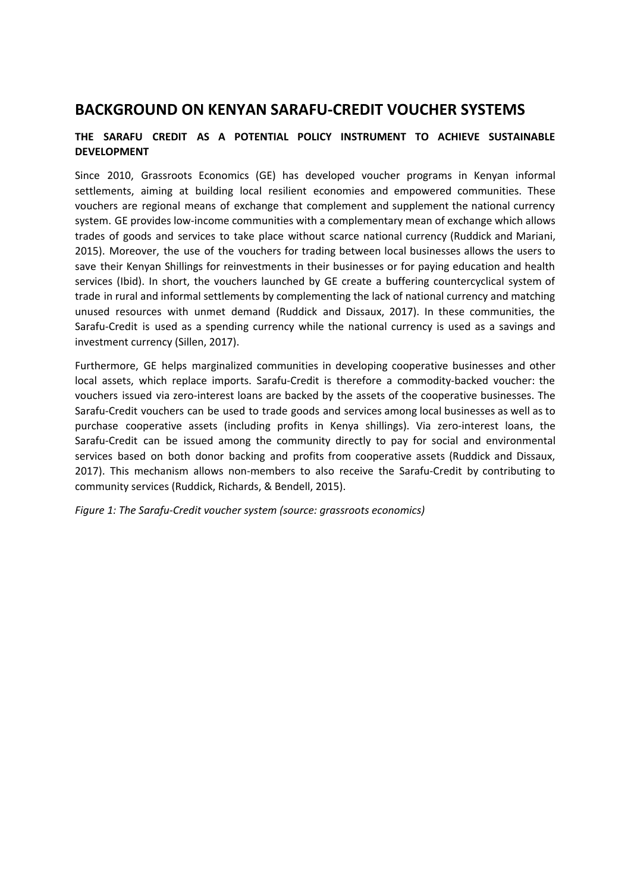# BACKGROUND ON KENYAN SARAFU-CREDIT VOUCHER SYSTEMS

## THE SARAFU CREDIT AS A POTENTIAL POLICY INSTRUMENT TO ACHIEVE SUSTAINABLE DEVELOPMENT

Since 2010, Grassroots Economics (GE) has developed voucher programs in Kenyan informal settlements, aiming at building local resilient economies and empowered communities. These vouchers are regional means of exchange that complement and supplement the national currency system. GE provides low-income communities with a complementary mean of exchange which allows trades of goods and services to take place without scarce national currency (Ruddick and Mariani, 2015). Moreover, the use of the vouchers for trading between local businesses allows the users to save their Kenyan Shillings for reinvestments in their businesses or for paying education and health services (Ibid). In short, the vouchers launched by GE create a buffering countercyclical system of trade in rural and informal settlements by complementing the lack of national currency and matching unused resources with unmet demand (Ruddick and Dissaux, 2017). In these communities, the Sarafu-Credit is used as a spending currency while the national currency is used as a savings and investment currency (Sillen, 2017).

Furthermore, GE helps marginalized communities in developing cooperative businesses and other local assets, which replace imports. Sarafu-Credit is therefore a commodity-backed voucher: the vouchers issued via zero-interest loans are backed by the assets of the cooperative businesses. The Sarafu-Credit vouchers can be used to trade goods and services among local businesses as well as to purchase cooperative assets (including profits in Kenya shillings). Via zero-interest loans, the Sarafu-Credit can be issued among the community directly to pay for social and environmental services based on both donor backing and profits from cooperative assets (Ruddick and Dissaux, 2017). This mechanism allows non-members to also receive the Sarafu-Credit by contributing to community services (Ruddick, Richards, & Bendell, 2015).

*Figure 1: The Sarafu-Credit voucher system (source: grassroots economics)*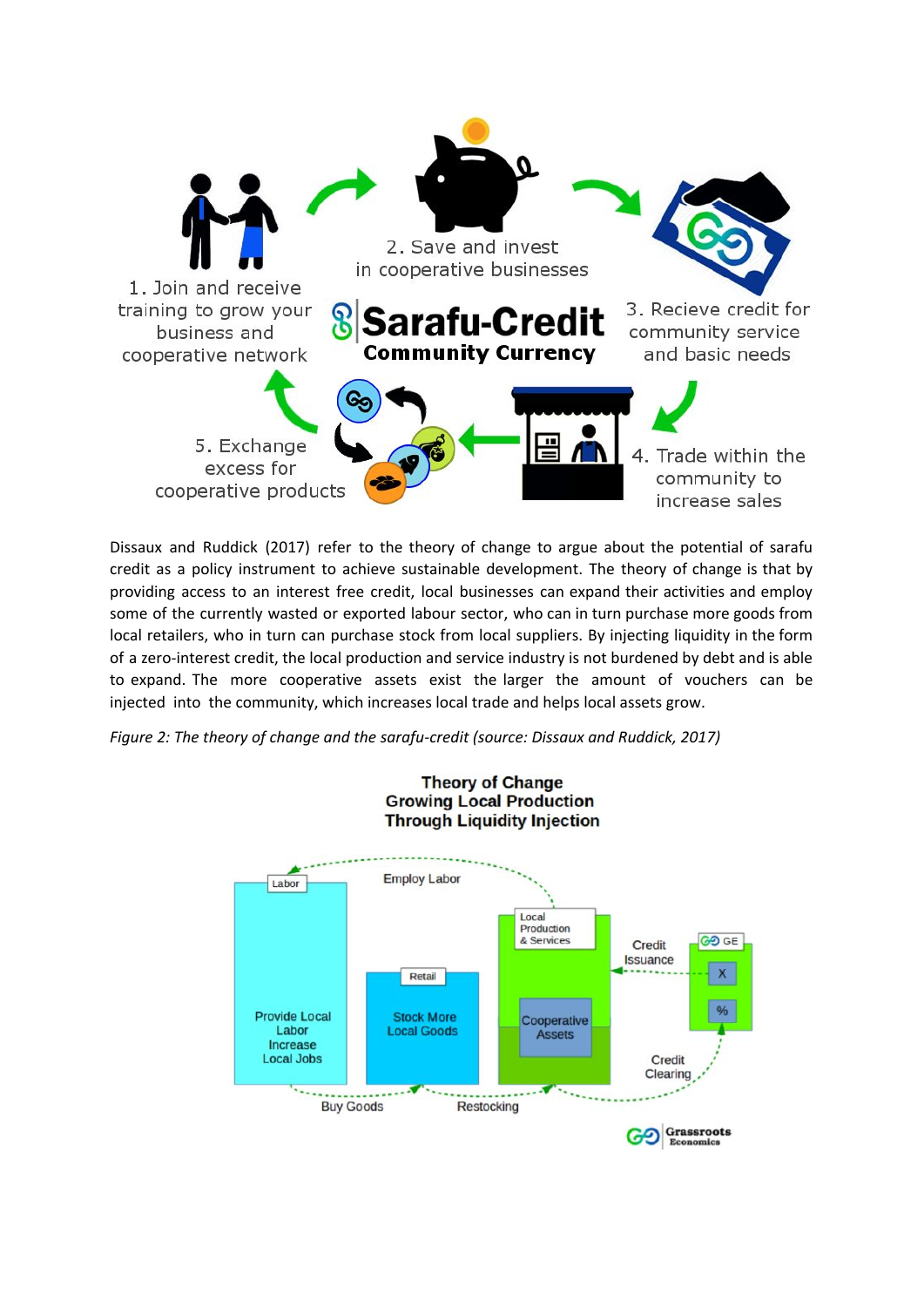Dissaux and Ruddick (2017) refer to the theory of change to argue about the potential of sarafu credit as a policy instrument to achieve sustainable development. The theory of change is that by providing access to an interest free credit, local businesses can expand their activities and employ some of the currently wasted or exported labour sector, who can in turn purchase more goods from local retailers, who in turn can purchase stock from local suppliers. By injecting liquidity in the form of a zero-interest credit, the local production and service industry is not burdened by debt and is able to expand. The more cooperative assets exist the larger the amount of vouchers can be injected into the community, which increases local trade and helps local assets grow.

*Figure 2: The theory of change and the sarafu-credit (source: Dissaux and Ruddick, 2017)*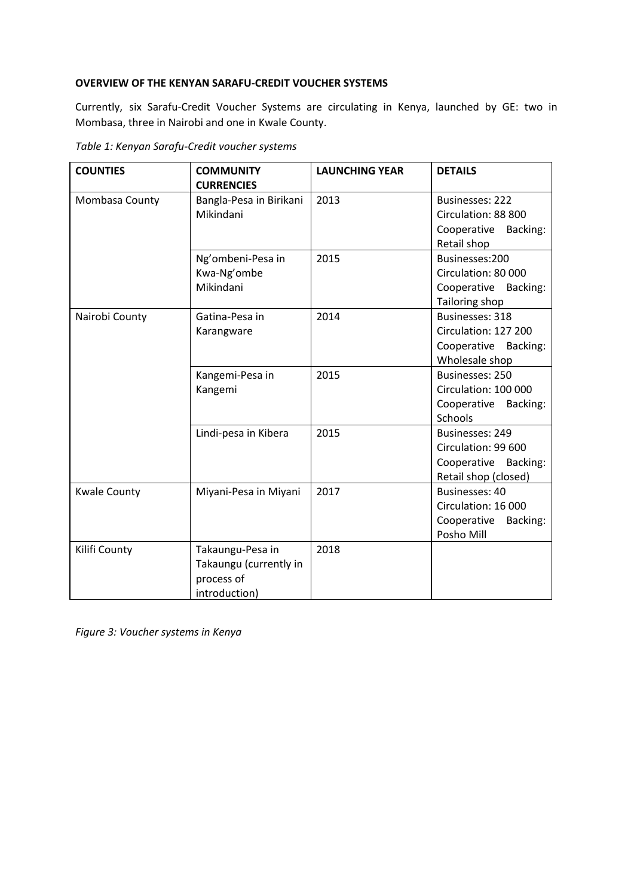**OVERVIEW OF THE KENYAN SARAFU-CREDIT VOUCHER SYSTEMS**

Currently, six Sarafu-Credit Voucher Systems are circulating in Kenya, launched by GE: two in Mombasa, three in Nairobi and one in Kwale County.

*Table 1: Kenyan Sarafu-Credit voucher systems*

| COUNTIES | COMMUNITY CURRENCIES | LAUNCHING YEAR | DETAILS |
|---|---|---|---|
| Mombasa County | Bangla-Pesa in Birikani Mikindani | 2013 | Businesses: 222<br>Circulation: 88 800<br>Cooperative Backing: Retail shop |
| | Ng'ombeni-Pesa in Kwa-Ng'ombe Mikindani | 2015 | Businesses:200<br>Circulation: 80 000<br>Cooperative Backing: Tailoring shop |
| Nairobi County | Gatina-Pesa in Karangware | 2014 | Businesses: 318<br>Circulation: 127 200<br>Cooperative Backing: Wholesale shop |
| | Kangemi-Pesa in Kangemi | 2015 | Businesses: 250<br>Circulation: 100 000<br>Cooperative Backing: Schools |
| | Lindi-pesa in Kibera | 2015 | Businesses: 249<br>Circulation: 99 600<br>Cooperative Backing: Retail shop (closed) |
| Kwale County | Miyani-Pesa in Miyani | 2017 | Businesses: 40<br>Circulation: 16 000<br>Cooperative Backing: Posho Mill |
| Kilifi County | Takaungu-Pesa in Takaungu (currently in process of introduction) | 2018 | |

*Figure 3: Voucher systems in Kenya*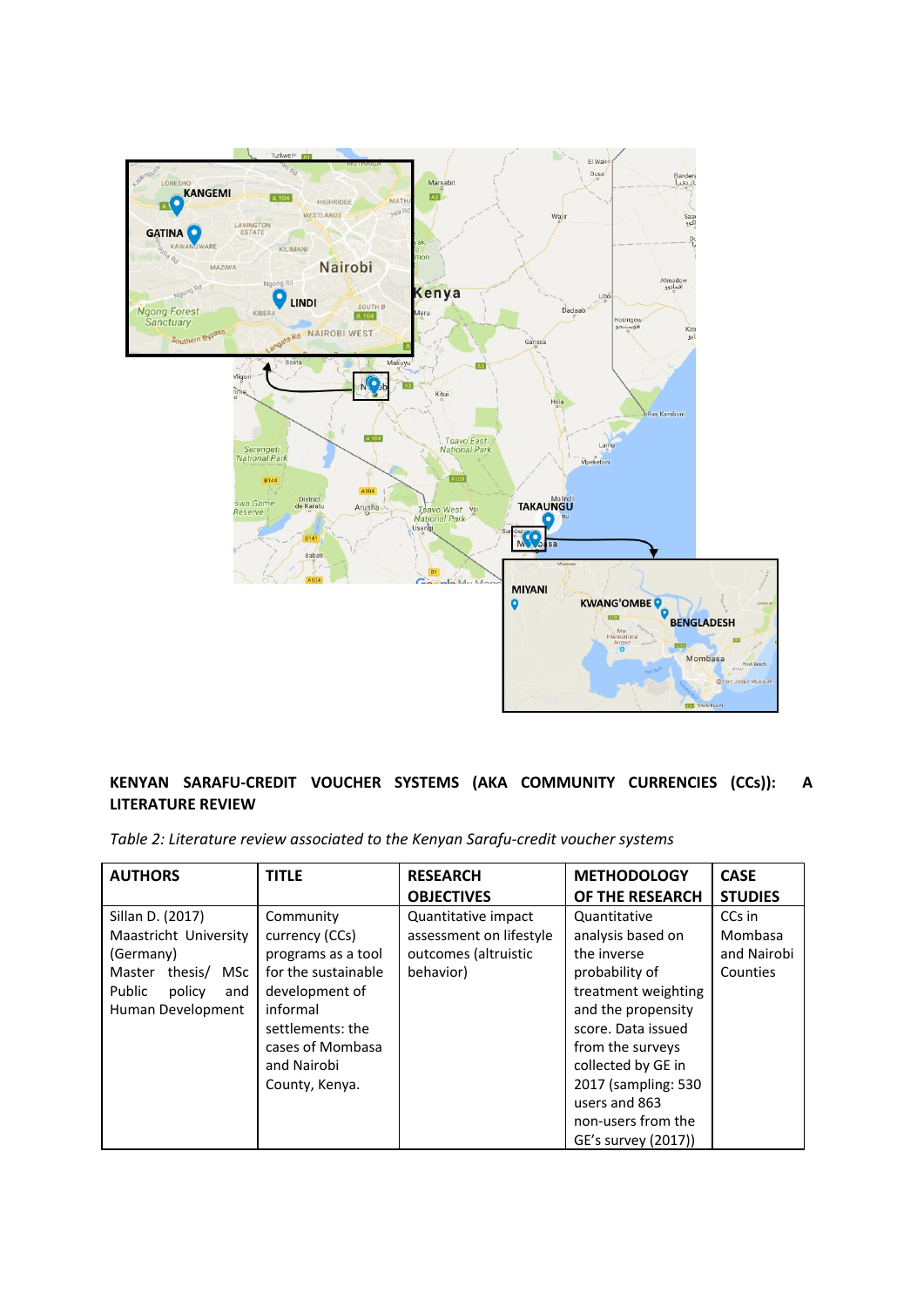**KENYAN SARAFU-CREDIT VOUCHER SYSTEMS (AKA COMMUNITY CURRENCIES (CCs)): A LITERATURE REVIEW**

*Table 2: Literature review associated to the Kenyan Sarafu-credit voucher systems*

| AUTHORS | TITLE | RESEARCH OBJECTIVES | METHODOLOGY OF THE RESEARCH | CASE STUDIES |
|---|---|---|---|---|
| Sillan D. (2017) Maastricht University (Germany) Master thesis/ MSc Public policy and Human Development | Community currency (CCs) programs as a tool for the sustainable development of informal settlements: the cases of Mombasa and Nairobi County, Kenya. | Quantitative impact assessment on lifestyle outcomes (altruistic behavior) | Quantitative analysis based on the inverse probability of treatment weighting and the propensity score. Data issued from the surveys collected by GE in 2017 (sampling: 530 users and 863 non-users from the GE's survey (2017)) | CCs in Mombasa and Nairobi Counties |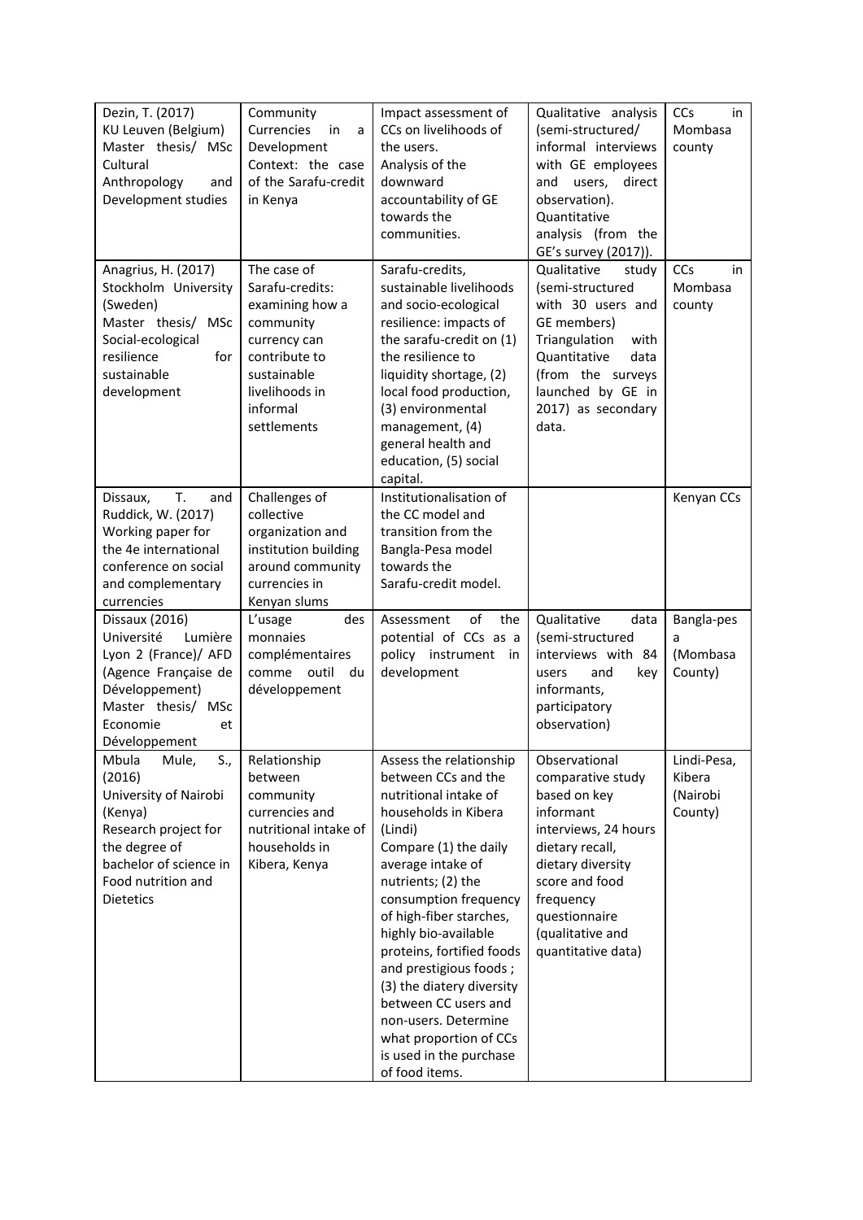| | | | | |
|---|---|---|---|---|
| Dezin, T. (2017) KU Leuven (Belgium) Master thesis/ MSc Cultural Anthropology and Development studies | Community Currencies in a Development Context: the case of the Sarafu-credit in Kenya | Impact assessment of CCs on livelihoods of the users. Analysis of the downward accountability of GE towards the communities. | Qualitative analysis (semi-structured/ informal interviews with GE employees and users, direct observation). Quantitative analysis (from the GE's survey (2017)). | CCs in Mombasa county |
| Anagrius, H. (2017) Stockholm University (Sweden) Master thesis/ MSc Social-ecological resilience for sustainable development | The case of Sarafu-credits: examining how a community currency can contribute to sustainable livelihoods in informal settlements | Sarafu-credits, sustainable livelihoods and socio-ecological resilience: impacts of the sarafu-credit on (1) the resilience to liquidity shortage, (2) local food production, (3) environmental management, (4) general health and education, (5) social capital. | Qualitative study (semi-structured with 30 users and GE members) Triangulation with Quantitative data (from the surveys launched by GE in 2017) as secondary data. | CCs in Mombasa county |
| Dissaux, T. and Ruddick, W. (2017) Working paper for the 4e international conference on social and complementary currencies | Challenges of collective organization and institution building around community currencies in Kenyan slums | Institutionalisation of the CC model and transition from the Bangla-Pesa model towards the Sarafu-credit model. | | Kenyan CCs |
| Dissaux (2016) Université Lumière Lyon 2 (France)/ AFD (Agence Française de Développement) Master thesis/ MSc Economie et Développement | L'usage des monnaies complémentaires comme outil du développement | Assessment of the potential of CCs as a policy instrument in development | Qualitative data (semi-structured interviews with 84 users and key informants, participatory observation) | Bangla-pesa (Mombasa County) |
| Mbula Mule, S., (2016) University of Nairobi (Kenya) Research project for the degree of bachelor of science in Food nutrition and Dietetics | Relationship between community currencies and nutritional intake of households in Kibera, Kenya | Assess the relationship between CCs and the nutritional intake of households in Kibera (Lindi) Compare (1) the daily average intake of nutrients; (2) the consumption frequency of high-fiber starches, highly bio-available proteins, fortified foods and prestigious foods ; (3) the diatery diversity between CC users and non-users. Determine what proportion of CCs is used in the purchase of food items. | Observational comparative study based on key informant interviews, 24 hours dietary recall, dietary diversity score and food frequency questionnaire (qualitative and quantitative data) | Lindi-Pesa, Kibera (Nairobi County) |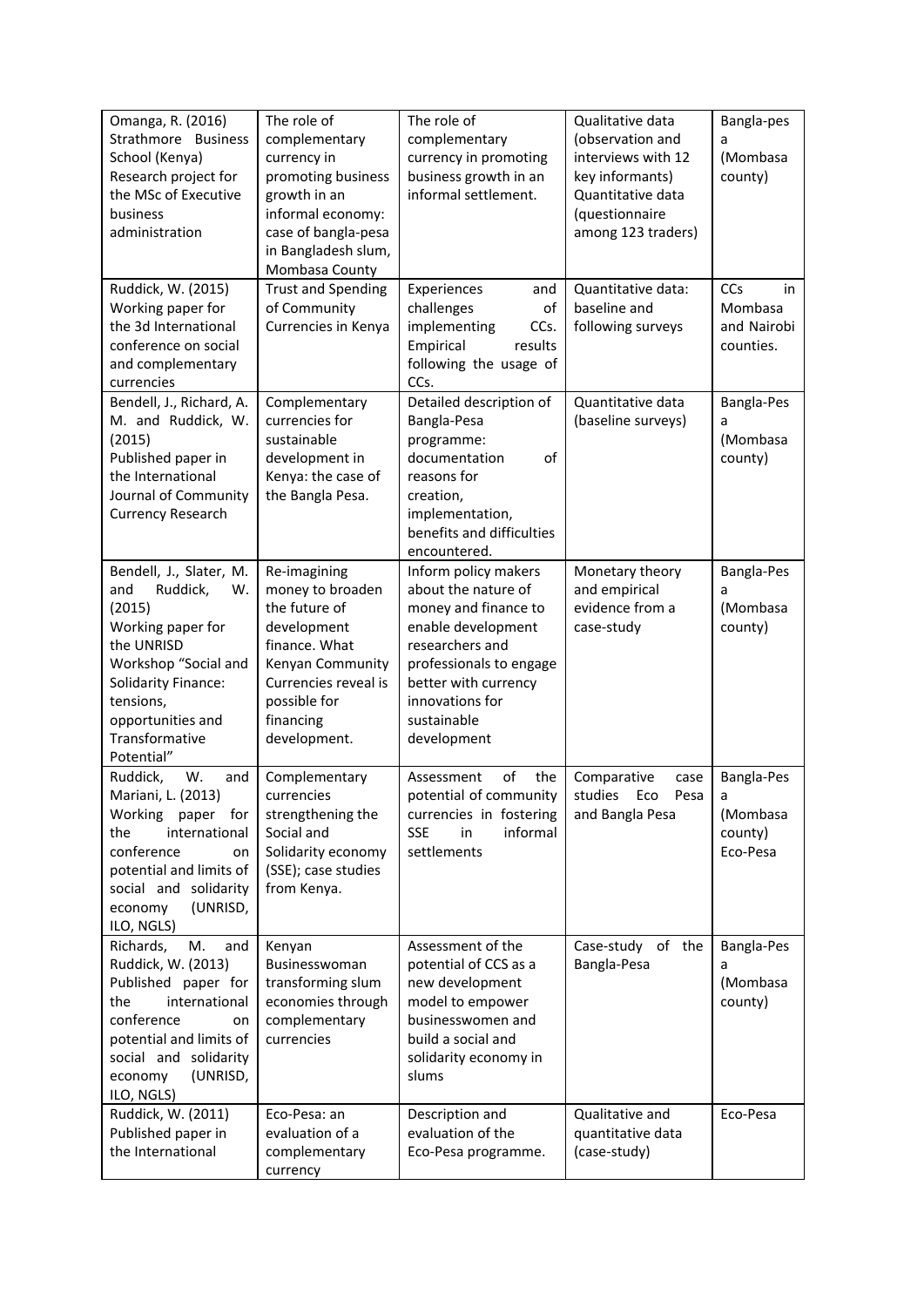| Omanga, R. (2016) Strathmore Business School (Kenya) Research project for the MSc of Executive business administration | The role of complementary currency in promoting business growth in an informal economy: case of bangla-pesa in Bangladesh slum, Mombasa County | The role of complementary currency in promoting business growth in an informal settlement. | Qualitative data (observation and interviews with 12 key informants) Quantitative data (questionnaire among 123 traders) | Bangla-pesa (Mombasa county) |
|---|---|---|---|---|
| Ruddick, W. (2015) Working paper for the 3d International conference on social and complementary currencies | Trust and Spending of Community Currencies in Kenya | Experiences and challenges of implementing CCs. Empirical results following the usage of CCs. | Quantitative data: baseline and following surveys | CCs in Mombasa and Nairobi counties. |
| Bendell, J., Richard, A. M. and Ruddick, W. (2015) Published paper in the International Journal of Community Currency Research | Complementary currencies for sustainable development in Kenya: the case of the Bangla Pesa. | Detailed description of Bangla-Pesa programme: documentation of reasons for creation, implementation, benefits and difficulties encountered. | Quantitative data (baseline surveys) | Bangla-Pesa (Mombasa county) |
| Bendell, J., Slater, M. and Ruddick, W. (2015) Working paper for the UNRISD Workshop "Social and Solidarity Finance: tensions, opportunities and Transformative Potential" | Re-imagining money to broaden the future of development finance. What Kenyan Community Currencies reveal is possible for financing development. | Inform policy makers about the nature of money and finance to enable development researchers and professionals to engage better with currency innovations for sustainable development | Monetary theory and empirical evidence from a case-study | Bangla-Pesa (Mombasa county) |
| Ruddick, W. and Mariani, L. (2013) Working paper for the international conference on potential and limits of social and solidarity economy (UNRISD, ILO, NGLS) | Complementary currencies strengthening the Social and Solidarity economy (SSE); case studies from Kenya. | Assessment of the potential of community currencies in fostering SSE in informal settlements | Comparative case studies Eco Pesa and Bangla Pesa | Bangla-Pesa (Mombasa county) Eco-Pesa |
| Richards, M. and Ruddick, W. (2013) Published paper for the international conference on potential and limits of social and solidarity economy (UNRISD, ILO, NGLS) | Kenyan Businesswoman transforming slum economies through complementary currencies | Assessment of the potential of CCS as a new development model to empower businesswomen and build a social and solidarity economy in slums | Case-study of the Bangla-Pesa | Bangla-Pesa (Mombasa county) |
| Ruddick, W. (2011) Published paper in the International | Eco-Pesa: an evaluation of a complementary currency | Description and evaluation of the Eco-Pesa programme. | Qualitative and quantitative data (case-study) | Eco-Pesa |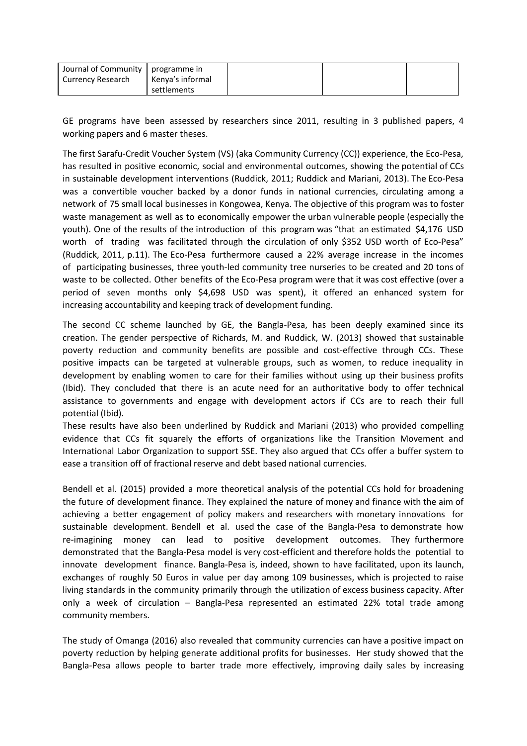| Journal of Community Currency Research | programme in Kenya's informal settlements | | | |
|---|---|---|---|---|

GE programs have been assessed by researchers since 2011, resulting in 3 published papers, 4 working papers and 6 master theses.

The first Sarafu-Credit Voucher System (VS) (aka Community Currency (CC)) experience, the Eco-Pesa, has resulted in positive economic, social and environmental outcomes, showing the potential of CCs in sustainable development interventions (Ruddick, 2011; Ruddick and Mariani, 2013). The Eco-Pesa was a convertible voucher backed by a donor funds in national currencies, circulating among a network of 75 small local businesses in Kongowea, Kenya. The objective of this program was to foster waste management as well as to economically empower the urban vulnerable people (especially the youth). One of the results of the introduction of this program was "that an estimated $4,176 USD worth of trading was facilitated through the circulation of only $352 USD worth of Eco-Pesa" (Ruddick, 2011, p.11). The Eco-Pesa furthermore caused a 22% average increase in the incomes of participating businesses, three youth-led community tree nurseries to be created and 20 tons of waste to be collected. Other benefits of the Eco-Pesa program were that it was cost effective (over a period of seven months only $4,698 USD was spent), it offered an enhanced system for increasing accountability and keeping track of development funding.

The second CC scheme launched by GE, the Bangla-Pesa, has been deeply examined since its creation. The gender perspective of Richards, M. and Ruddick, W. (2013) showed that sustainable poverty reduction and community benefits are possible and cost-effective through CCs. These positive impacts can be targeted at vulnerable groups, such as women, to reduce inequality in development by enabling women to care for their families without using up their business profits (Ibid). They concluded that there is an acute need for an authoritative body to offer technical assistance to governments and engage with development actors if CCs are to reach their full potential (Ibid).

These results have also been underlined by Ruddick and Mariani (2013) who provided compelling evidence that CCs fit squarely the efforts of organizations like the Transition Movement and International Labor Organization to support SSE. They also argued that CCs offer a buffer system to ease a transition off of fractional reserve and debt based national currencies.

Bendell et al. (2015) provided a more theoretical analysis of the potential CCs hold for broadening the future of development finance. They explained the nature of money and finance with the aim of achieving a better engagement of policy makers and researchers with monetary innovations for sustainable development. Bendell et al. used the case of the Bangla-Pesa to demonstrate how re-imagining money can lead to positive development outcomes. They furthermore demonstrated that the Bangla-Pesa model is very cost-efficient and therefore holds the potential to innovate development finance. Bangla-Pesa is, indeed, shown to have facilitated, upon its launch, exchanges of roughly 50 Euros in value per day among 109 businesses, which is projected to raise living standards in the community primarily through the utilization of excess business capacity. After only a week of circulation – Bangla-Pesa represented an estimated 22% total trade among community members.

The study of Omanga (2016) also revealed that community currencies can have a positive impact on poverty reduction by helping generate additional profits for businesses. Her study showed that the Bangla-Pesa allows people to barter trade more effectively, improving daily sales by increasing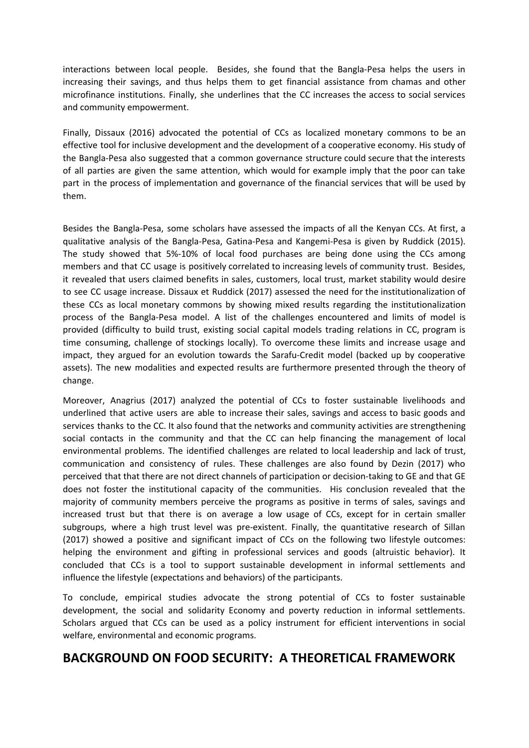interactions between local people. Besides, she found that the Bangla-Pesa helps the users in increasing their savings, and thus helps them to get financial assistance from chamas and other microfinance institutions. Finally, she underlines that the CC increases the access to social services and community empowerment.

Finally, Dissaux (2016) advocated the potential of CCs as localized monetary commons to be an effective tool for inclusive development and the development of a cooperative economy. His study of the Bangla-Pesa also suggested that a common governance structure could secure that the interests of all parties are given the same attention, which would for example imply that the poor can take part in the process of implementation and governance of the financial services that will be used by them.

Besides the Bangla-Pesa, some scholars have assessed the impacts of all the Kenyan CCs. At first, a qualitative analysis of the Bangla-Pesa, Gatina-Pesa and Kangemi-Pesa is given by Ruddick (2015). The study showed that 5%-10% of local food purchases are being done using the CCs among members and that CC usage is positively correlated to increasing levels of community trust. Besides, it revealed that users claimed benefits in sales, customers, local trust, market stability would desire to see CC usage increase. Dissaux et Ruddick (2017) assessed the need for the institutionalization of these CCs as local monetary commons by showing mixed results regarding the institutionalization process of the Bangla-Pesa model. A list of the challenges encountered and limits of model is provided (difficulty to build trust, existing social capital models trading relations in CC, program is time consuming, challenge of stockings locally). To overcome these limits and increase usage and impact, they argued for an evolution towards the Sarafu-Credit model (backed up by cooperative assets). The new modalities and expected results are furthermore presented through the theory of change.

Moreover, Anagrius (2017) analyzed the potential of CCs to foster sustainable livelihoods and underlined that active users are able to increase their sales, savings and access to basic goods and services thanks to the CC. It also found that the networks and community activities are strengthening social contacts in the community and that the CC can help financing the management of local environmental problems. The identified challenges are related to local leadership and lack of trust, communication and consistency of rules. These challenges are also found by Dezin (2017) who perceived that that there are not direct channels of participation or decision-taking to GE and that GE does not foster the institutional capacity of the communities. His conclusion revealed that the majority of community members perceive the programs as positive in terms of sales, savings and increased trust but that there is on average a low usage of CCs, except for in certain smaller subgroups, where a high trust level was pre-existent. Finally, the quantitative research of Sillan (2017) showed a positive and significant impact of CCs on the following two lifestyle outcomes: helping the environment and gifting in professional services and goods (altruistic behavior). It concluded that CCs is a tool to support sustainable development in informal settlements and influence the lifestyle (expectations and behaviors) of the participants.

To conclude, empirical studies advocate the strong potential of CCs to foster sustainable development, the social and solidarity Economy and poverty reduction in informal settlements. Scholars argued that CCs can be used as a policy instrument for efficient interventions in social welfare, environmental and economic programs.

# BACKGROUND ON FOOD SECURITY: A THEORETICAL FRAMEWORK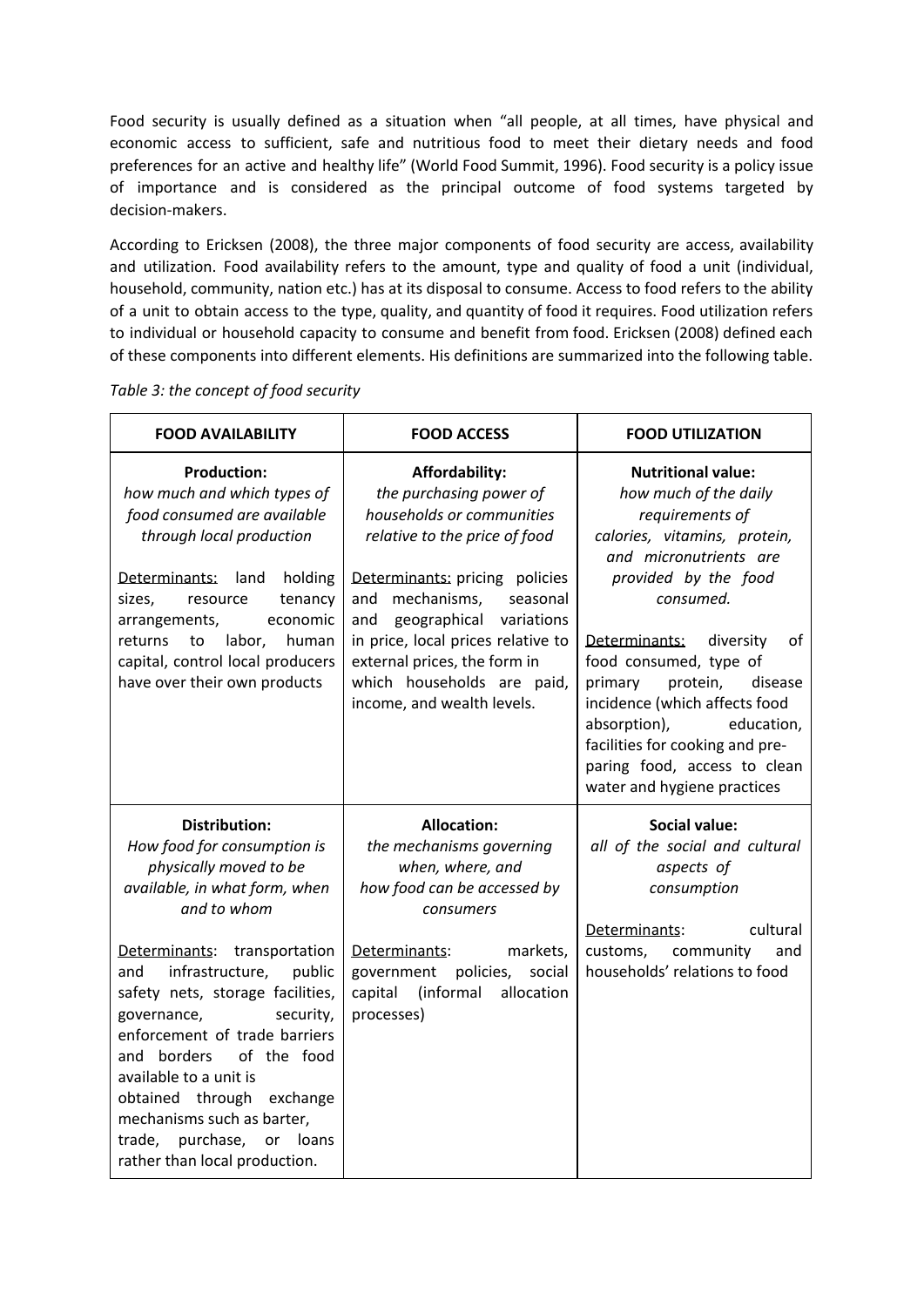Food security is usually defined as a situation when "all people, at all times, have physical and economic access to sufficient, safe and nutritious food to meet their dietary needs and food preferences for an active and healthy life" (World Food Summit, 1996). Food security is a policy issue of importance and is considered as the principal outcome of food systems targeted by decision-makers.

According to Ericksen (2008), the three major components of food security are access, availability and utilization. Food availability refers to the amount, type and quality of food a unit (individual, household, community, nation etc.) has at its disposal to consume. Access to food refers to the ability of a unit to obtain access to the type, quality, and quantity of food it requires. Food utilization refers to individual or household capacity to consume and benefit from food. Ericksen (2008) defined each of these components into different elements. His definitions are summarized into the following table.

*Table 3: the concept of food security*

| FOOD AVAILABILITY | FOOD ACCESS | FOOD UTILIZATION |
|---|---|---|
| **Production:** *how much and which types of food consumed are available through local production* <br><br> Determinants: land holding sizes, resource tenancy arrangements, economic returns to labor, human capital, control local producers have over their own products | **Affordability:** *the purchasing power of households or communities relative to the price of food* <br><br> Determinants: pricing policies and mechanisms, seasonal and geographical variations in price, local prices relative to external prices, the form in which households are paid, income, and wealth levels. | **Nutritional value:** *how much of the daily requirements of calories, vitamins, protein, and micronutrients are provided by the food consumed.* <br><br> Determinants: diversity of food consumed, type of primary protein, disease incidence (which affects food absorption), education, facilities for cooking and pre-paring food, access to clean water and hygiene practices |
| **Distribution:** *How food for consumption is physically moved to be available, in what form, when and to whom* <br><br> Determinants: transportation and infrastructure, public safety nets, storage facilities, governance, security, enforcement of trade barriers and borders of the food available to a unit is obtained through exchange mechanisms such as barter, trade, purchase, or loans rather than local production. | **Allocation:** *the mechanisms governing when, where, and how food can be accessed by consumers* <br><br> Determinants: markets, government policies, social capital (informal allocation processes) | **Social value:** *all of the social and cultural aspects of consumption* <br><br> Determinants: cultural customs, community and households' relations to food |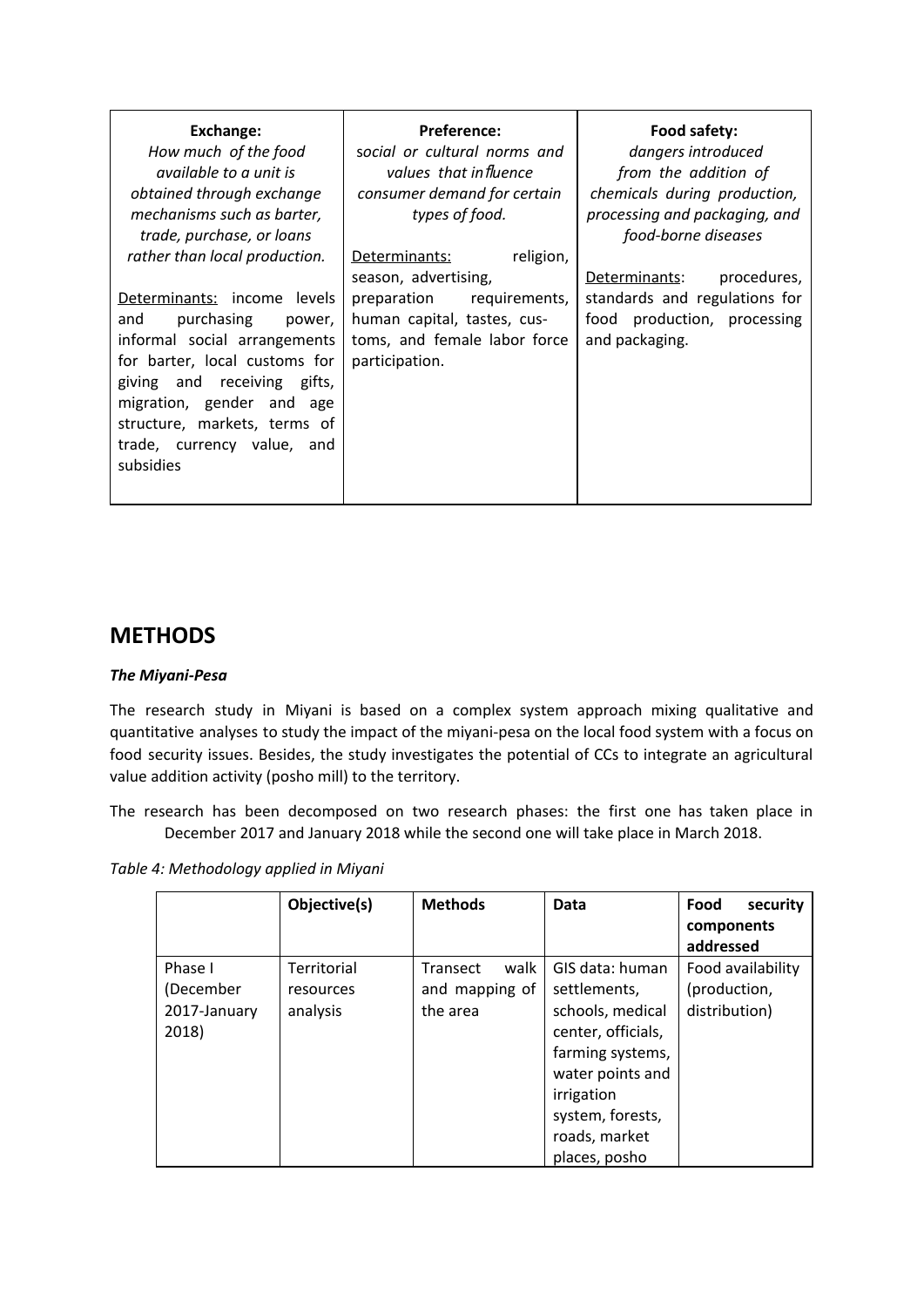| Exchange: | Preference: | Food safety: |
|---|---|---|
| *How much of the food available to a unit is obtained through exchange mechanisms such as barter, trade, purchase, or loans rather than local production.*<br><br>Determinants: income levels and purchasing power, informal social arrangements for barter, local customs for giving and receiving gifts, migration, gender and age structure, markets, terms of trade, currency value, and subsidies | *social or cultural norms and values that influence consumer demand for certain types of food.*<br><br>Determinants: religion, season, advertising, preparation requirements, human capital, tastes, cus-toms, and female labor force participation. | *dangers introduced from the addition of chemicals during production, processing and packaging, and food-borne diseases*<br><br>Determinants: procedures, standards and regulations for food production, processing and packaging. |

## METHODS

***The Miyani-Pesa***

The research study in Miyani is based on a complex system approach mixing qualitative and quantitative analyses to study the impact of the miyani-pesa on the local food system with a focus on food security issues. Besides, the study investigates the potential of CCs to integrate an agricultural value addition activity (posho mill) to the territory.

The research has been decomposed on two research phases: the first one has taken place in December 2017 and January 2018 while the second one will take place in March 2018.

*Table 4: Methodology applied in Miyani*

| | Objective(s) | Methods | Data | Food security components addressed |
|---|---|---|---|---|
| Phase I (December 2017-January 2018) | Territorial resources analysis | Transect walk and mapping of the area | GIS data: human settlements, schools, medical center, officials, farming systems, water points and irrigation system, forests, roads, market places, posho | Food availability (production, distribution) |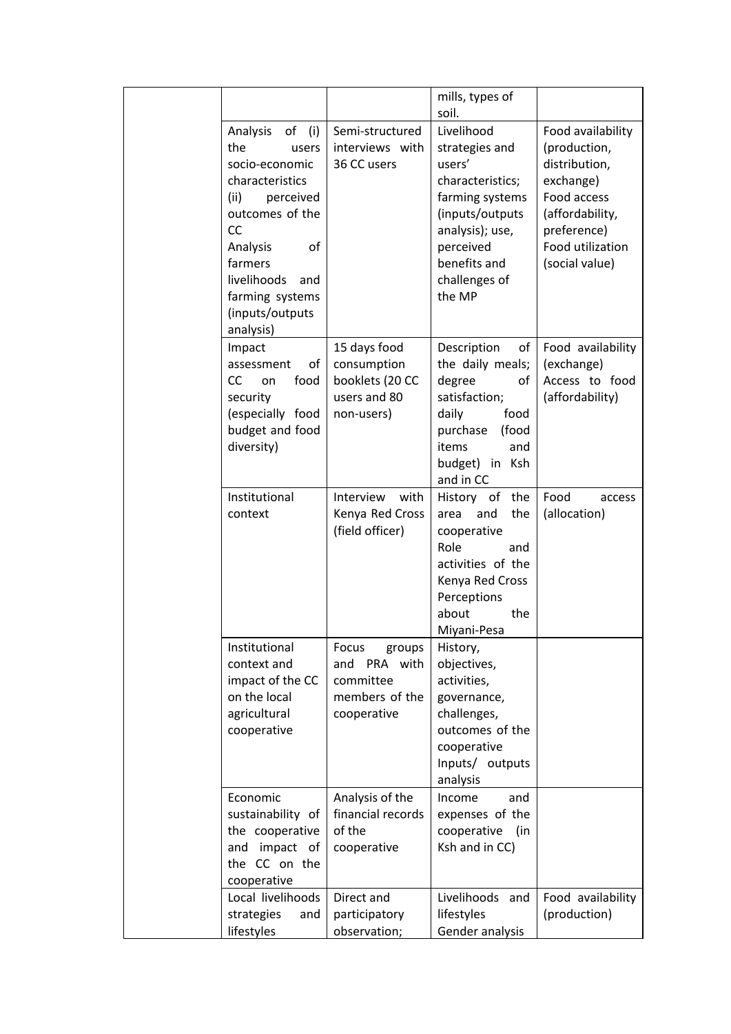|  |  |  |  |  |
|---|---|---|---|---|
|  |  |  | mills, types of soil. |  |
|  | Analysis of (i) the users socio-economic characteristics (ii) perceived outcomes of the CC<br>Analysis of farmers livelihoods and farming systems (inputs/outputs analysis) | Semi-structured interviews with 36 CC users | Livelihood strategies and users' characteristics; farming systems (inputs/outputs analysis); use, perceived benefits and challenges of the MP | Food availability (production, distribution, exchange)<br>Food access (affordability, preference)<br>Food utilization (social value) |
|  | Impact assessment of CC on food security (especially food budget and food diversity) | 15 days food consumption booklets (20 CC users and 80 non-users) | Description of the daily meals; degree of satisfaction; daily food purchase (food items and budget) in Ksh and in CC | Food availability (exchange)<br>Access to food (affordability) |
|  | Institutional context | Interview with Kenya Red Cross (field officer) | History of the area and the cooperative<br>Role and activities of the Kenya Red Cross<br>Perceptions about the Miyani-Pesa | Food access (allocation) |
|  | Institutional context and impact of the CC on the local agricultural cooperative | Focus groups and PRA with committee members of the cooperative | History, objectives, activities, governance, challenges, outcomes of the cooperative<br>Inputs/ outputs analysis |  |
|  | Economic sustainability of the cooperative and impact of the CC on the cooperative | Analysis of the financial records of the cooperative | Income and expenses of the cooperative (in Ksh and in CC) |  |
|  | Local livelihoods strategies and lifestyles | Direct and participatory observation; | Livelihoods and lifestyles<br>Gender analysis | Food availability (production) |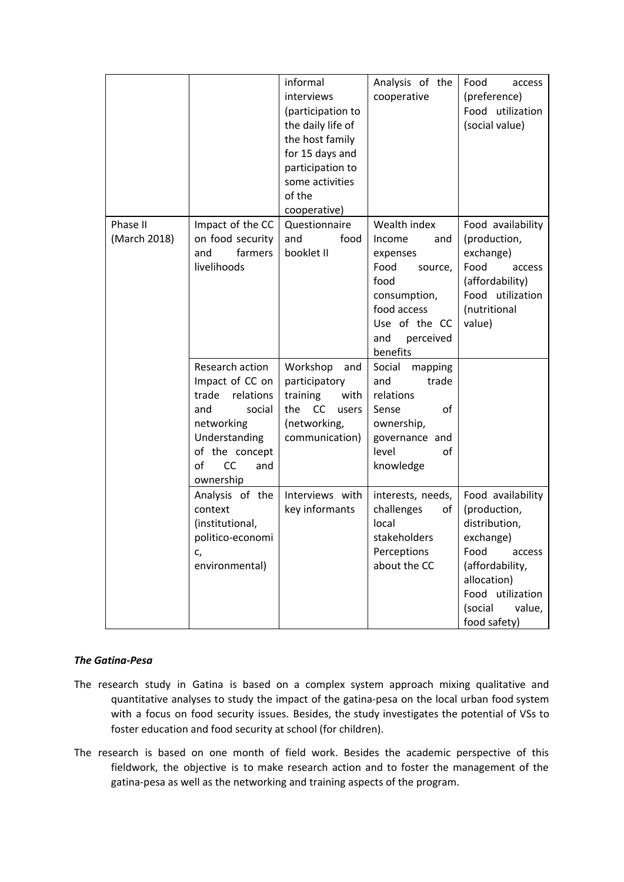| | | informal interviews (participation to the daily life of the host family for 15 days and participation to some activities of the cooperative) | Analysis of the cooperative | Food access (preference) Food utilization (social value) |
|---|---|---|---|---|
| Phase II (March 2018) | Impact of the CC on food security and farmers livelihoods | Questionnaire and food booklet II | Wealth index Income and expenses Food source, food consumption, food access Use of the CC and perceived benefits | Food availability (production, exchange) Food access (affordability) Food utilization (nutritional value) |
| | Research action Impact of CC on trade relations and social networking Understanding of the concept of CC and ownership | Workshop and participatory training with the CC users (networking, communication) | Social mapping and trade relations Sense of ownership, governance and level of knowledge | |
| | Analysis of the context (institutional, politico-economic, environmental) | Interviews with key informants | interests, needs, challenges of local stakeholders Perceptions about the CC | Food availability (production, distribution, exchange) Food access (affordability, allocation) Food utilization (social value, food safety) |

***The Gatina-Pesa***

The research study in Gatina is based on a complex system approach mixing qualitative and quantitative analyses to study the impact of the gatina-pesa on the local urban food system with a focus on food security issues. Besides, the study investigates the potential of VSs to foster education and food security at school (for children).

The research is based on one month of field work. Besides the academic perspective of this fieldwork, the objective is to make research action and to foster the management of the gatina-pesa as well as the networking and training aspects of the program.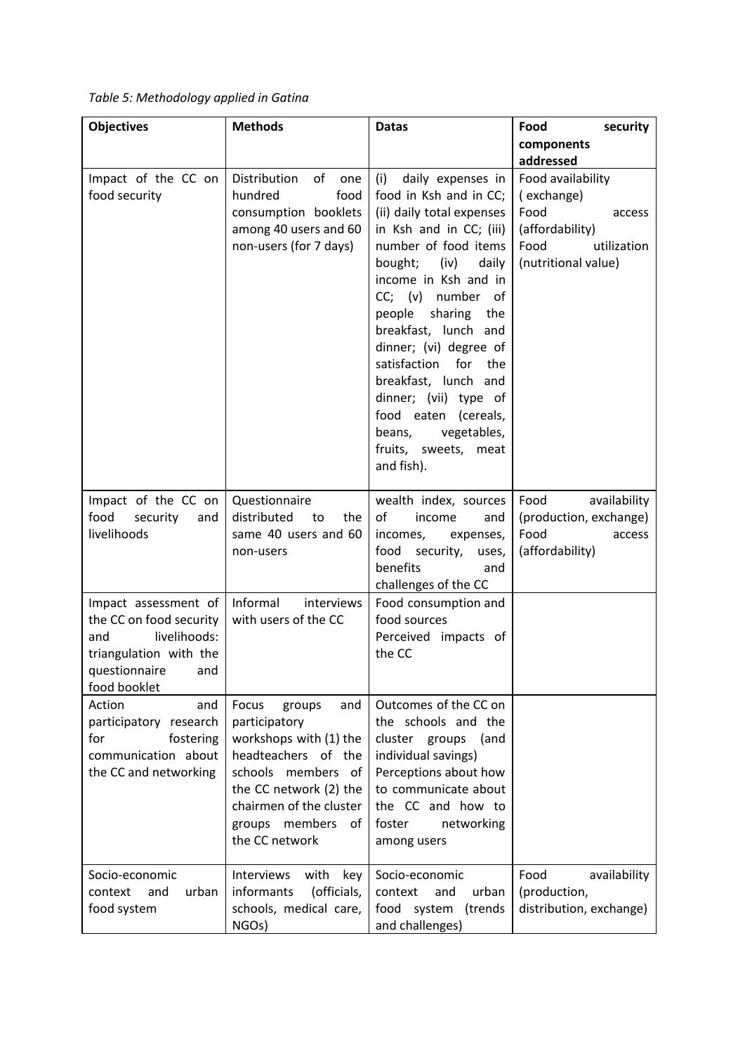*Table 5: Methodology applied in Gatina*

| Objectives | Methods | Datas | Food security components addressed |
|---|---|---|---|
| Impact of the CC on food security | Distribution of one hundred food consumption booklets among 40 users and 60 non-users (for 7 days) | (i) daily expenses in food in Ksh and in CC; (ii) daily total expenses in Ksh and in CC; (iii) number of food items bought; (iv) daily income in Ksh and in CC; (v) number of people sharing the breakfast, lunch and dinner; (vi) degree of satisfaction for the breakfast, lunch and dinner; (vii) type of food eaten (cereals, beans, vegetables, fruits, sweets, meat and fish). | Food availability ( exchange) Food access (affordability) Food utilization (nutritional value) |
| Impact of the CC on food security and livelihoods | Questionnaire distributed to the same 40 users and 60 non-users | wealth index, sources of income and incomes, expenses, food security, uses, benefits and challenges of the CC | Food availability (production, exchange) Food access (affordability) |
| Impact assessment of the CC on food security and livelihoods: triangulation with the questionnaire and food booklet | Informal interviews with users of the CC | Food consumption and food sources Perceived impacts of the CC | |
| Action and participatory research for fostering communication about the CC and networking | Focus groups and participatory workshops with (1) the headteachers of the schools members of the CC network (2) the chairmen of the cluster groups members of the CC network | Outcomes of the CC on the schools and the cluster groups (and individual savings) Perceptions about how to communicate about the CC and how to foster networking among users | |
| Socio-economic context and urban food system | Interviews with key informants (officials, schools, medical care, NGOs) | Socio-economic context and urban food system (trends and challenges) | Food availability (production, distribution, exchange) |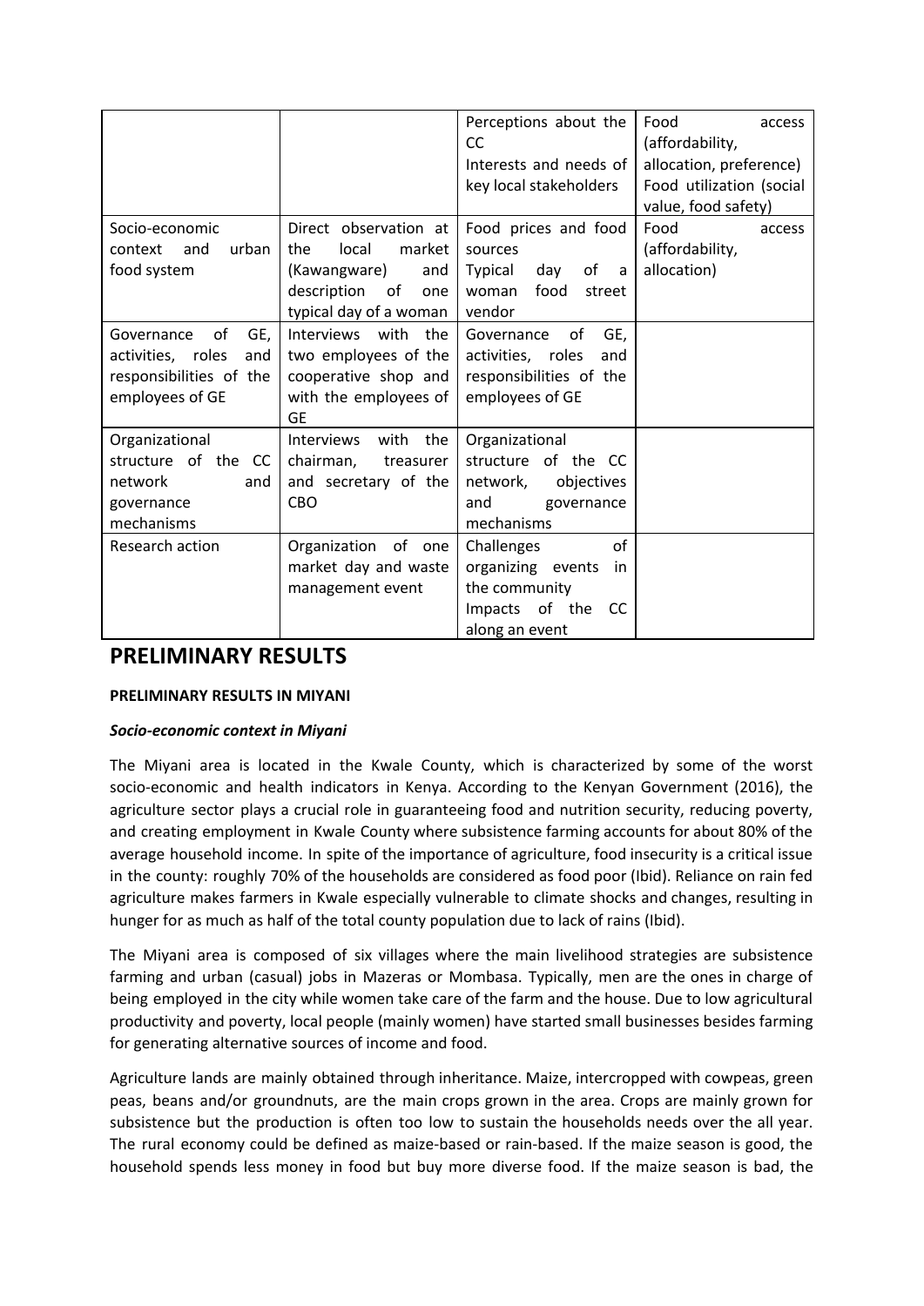| | | Perceptions about the CC<br>Interests and needs of key local stakeholders | Food access (affordability, allocation, preference)<br>Food utilization (social value, food safety) |
|---|---|---|---|
| Socio-economic context and urban food system | Direct observation at the local market (Kawangware) and description of one typical day of a woman | Food prices and food sources<br>Typical day of a woman food street vendor | Food access (affordability, allocation) |
| Governance of GE, activities, roles and responsibilities of the employees of GE | Interviews with the two employees of the cooperative shop and with the employees of GE | Governance of GE, activities, roles and responsibilities of the employees of GE | |
| Organizational structure of the CC network and governance mechanisms | Interviews with the chairman, treasurer and secretary of the CBO | Organizational structure of the CC network, objectives and governance mechanisms | |
| Research action | Organization of one market day and waste management event | Challenges of organizing events in the community<br>Impacts of the CC along an event | |

# PRELIMINARY RESULTS

**PRELIMINARY RESULTS IN MIYANI**

***Socio-economic context in Miyani***

The Miyani area is located in the Kwale County, which is characterized by some of the worst socio-economic and health indicators in Kenya. According to the Kenyan Government (2016), the agriculture sector plays a crucial role in guaranteeing food and nutrition security, reducing poverty, and creating employment in Kwale County where subsistence farming accounts for about 80% of the average household income. In spite of the importance of agriculture, food insecurity is a critical issue in the county: roughly 70% of the households are considered as food poor (Ibid). Reliance on rain fed agriculture makes farmers in Kwale especially vulnerable to climate shocks and changes, resulting in hunger for as much as half of the total county population due to lack of rains (Ibid).

The Miyani area is composed of six villages where the main livelihood strategies are subsistence farming and urban (casual) jobs in Mazeras or Mombasa. Typically, men are the ones in charge of being employed in the city while women take care of the farm and the house. Due to low agricultural productivity and poverty, local people (mainly women) have started small businesses besides farming for generating alternative sources of income and food.

Agriculture lands are mainly obtained through inheritance. Maize, intercropped with cowpeas, green peas, beans and/or groundnuts, are the main crops grown in the area. Crops are mainly grown for subsistence but the production is often too low to sustain the households needs over the all year. The rural economy could be defined as maize-based or rain-based. If the maize season is good, the household spends less money in food but buy more diverse food. If the maize season is bad, the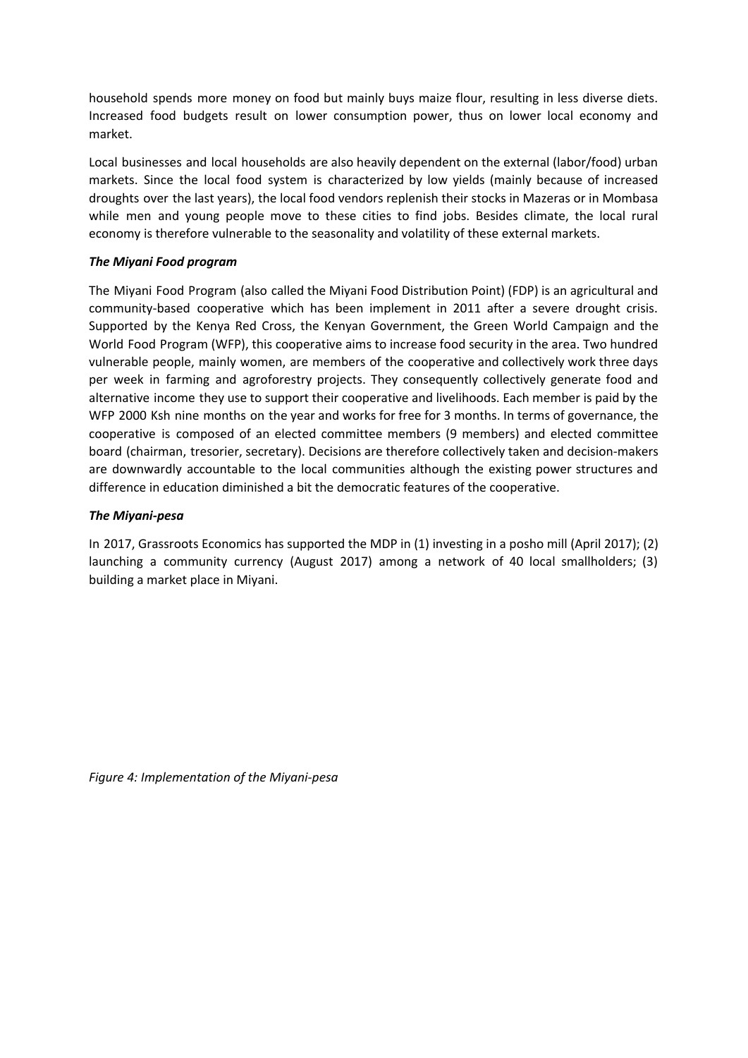household spends more money on food but mainly buys maize flour, resulting in less diverse diets. Increased food budgets result on lower consumption power, thus on lower local economy and market.

Local businesses and local households are also heavily dependent on the external (labor/food) urban markets. Since the local food system is characterized by low yields (mainly because of increased droughts over the last years), the local food vendors replenish their stocks in Mazeras or in Mombasa while men and young people move to these cities to find jobs. Besides climate, the local rural economy is therefore vulnerable to the seasonality and volatility of these external markets.

***The Miyani Food program***

The Miyani Food Program (also called the Miyani Food Distribution Point) (FDP) is an agricultural and community-based cooperative which has been implement in 2011 after a severe drought crisis. Supported by the Kenya Red Cross, the Kenyan Government, the Green World Campaign and the World Food Program (WFP), this cooperative aims to increase food security in the area. Two hundred vulnerable people, mainly women, are members of the cooperative and collectively work three days per week in farming and agroforestry projects. They consequently collectively generate food and alternative income they use to support their cooperative and livelihoods. Each member is paid by the WFP 2000 Ksh nine months on the year and works for free for 3 months. In terms of governance, the cooperative is composed of an elected committee members (9 members) and elected committee board (chairman, tresorier, secretary). Decisions are therefore collectively taken and decision-makers are downwardly accountable to the local communities although the existing power structures and difference in education diminished a bit the democratic features of the cooperative.

***The Miyani-pesa***

In 2017, Grassroots Economics has supported the MDP in (1) investing in a posho mill (April 2017); (2) launching a community currency (August 2017) among a network of 40 local smallholders; (3) building a market place in Miyani.

*Figure 4: Implementation of the Miyani-pesa*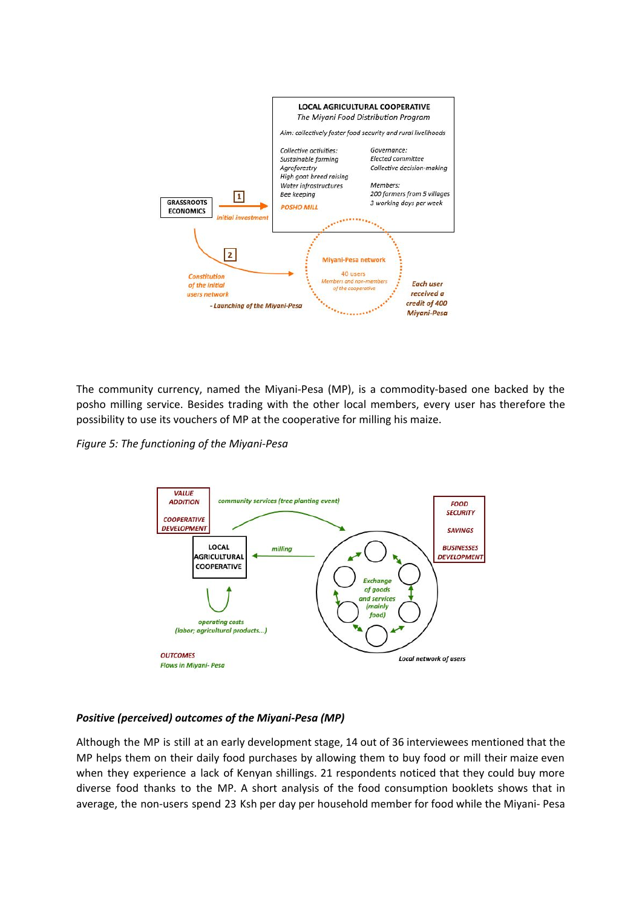The community currency, named the Miyani-Pesa (MP), is a commodity-based one backed by the posho milling service. Besides trading with the other local members, every user has therefore the possibility to use its vouchers of MP at the cooperative for milling his maize.

*Figure 5: The functioning of the Miyani-Pesa*

***Positive (perceived) outcomes of the Miyani-Pesa (MP)***

Although the MP is still at an early development stage, 14 out of 36 interviewees mentioned that the MP helps them on their daily food purchases by allowing them to buy food or mill their maize even when they experience a lack of Kenyan shillings. 21 respondents noticed that they could buy more diverse food thanks to the MP. A short analysis of the food consumption booklets shows that in average, the non-users spend 23 Ksh per day per household member for food while the Miyani- Pesa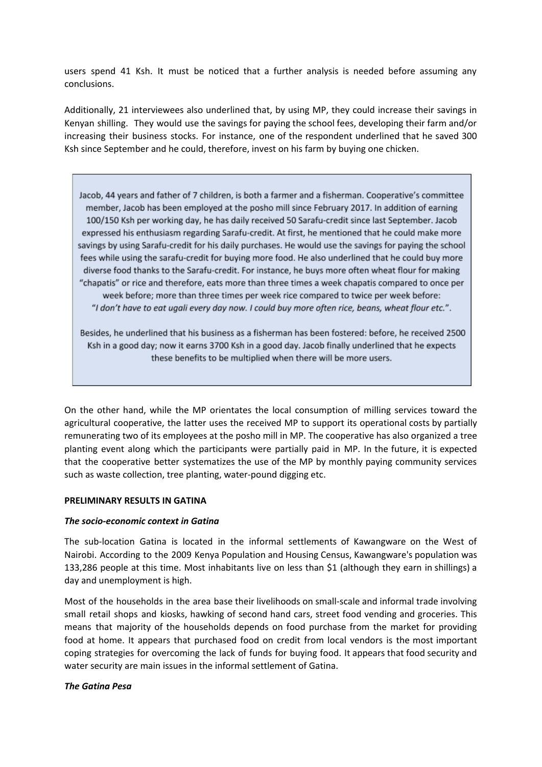users spend 41 Ksh. It must be noticed that a further analysis is needed before assuming any conclusions.

Additionally, 21 interviewees also underlined that, by using MP, they could increase their savings in Kenyan shilling. They would use the savings for paying the school fees, developing their farm and/or increasing their business stocks. For instance, one of the respondent underlined that he saved 300 Ksh since September and he could, therefore, invest on his farm by buying one chicken.

> Jacob, 44 years and father of 7 children, is both a farmer and a fisherman. Cooperative's committee member, Jacob has been employed at the posho mill since February 2017. In addition of earning 100/150 Ksh per working day, he has daily received 50 Sarafu-credit since last September. Jacob expressed his enthusiasm regarding Sarafu-credit. At first, he mentioned that he could make more savings by using Sarafu-credit for his daily purchases. He would use the savings for paying the school fees while using the sarafu-credit for buying more food. He also underlined that he could buy more diverse food thanks to the Sarafu-credit. For instance, he buys more often wheat flour for making "chapatis" or rice and therefore, eats more than three times a week chapatis compared to once per week before; more than three times per week rice compared to twice per week before: "*I don't have to eat ugali every day now. I could buy more often rice, beans, wheat flour etc.*".
>
> Besides, he underlined that his business as a fisherman has been fostered: before, he received 2500 Ksh in a good day; now it earns 3700 Ksh in a good day. Jacob finally underlined that he expects these benefits to be multiplied when there will be more users.

On the other hand, while the MP orientates the local consumption of milling services toward the agricultural cooperative, the latter uses the received MP to support its operational costs by partially remunerating two of its employees at the posho mill in MP. The cooperative has also organized a tree planting event along which the participants were partially paid in MP. In the future, it is expected that the cooperative better systematizes the use of the MP by monthly paying community services such as waste collection, tree planting, water-pound digging etc.

**PRELIMINARY RESULTS IN GATINA**

***The socio-economic context in Gatina***

The sub-location Gatina is located in the informal settlements of Kawangware on the West of Nairobi. According to the 2009 Kenya Population and Housing Census, Kawangware's population was 133,286 people at this time. Most inhabitants live on less than $1 (although they earn in shillings) a day and unemployment is high.

Most of the households in the area base their livelihoods on small-scale and informal trade involving small retail shops and kiosks, hawking of second hand cars, street food vending and groceries. This means that majority of the households depends on food purchase from the market for providing food at home. It appears that purchased food on credit from local vendors is the most important coping strategies for overcoming the lack of funds for buying food. It appears that food security and water security are main issues in the informal settlement of Gatina.

***The Gatina Pesa***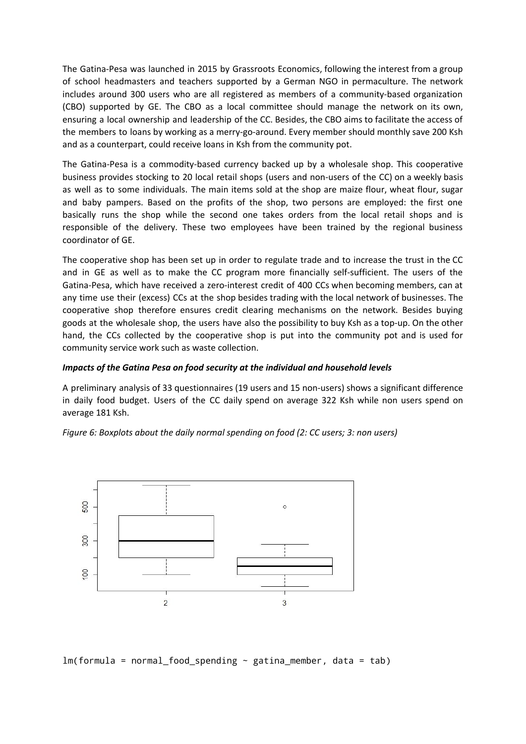The Gatina-Pesa was launched in 2015 by Grassroots Economics, following the interest from a group of school headmasters and teachers supported by a German NGO in permaculture. The network includes around 300 users who are all registered as members of a community-based organization (CBO) supported by GE. The CBO as a local committee should manage the network on its own, ensuring a local ownership and leadership of the CC. Besides, the CBO aims to facilitate the access of the members to loans by working as a merry-go-around. Every member should monthly save 200 Ksh and as a counterpart, could receive loans in Ksh from the community pot.

The Gatina-Pesa is a commodity-based currency backed up by a wholesale shop. This cooperative business provides stocking to 20 local retail shops (users and non-users of the CC) on a weekly basis as well as to some individuals. The main items sold at the shop are maize flour, wheat flour, sugar and baby pampers. Based on the profits of the shop, two persons are employed: the first one basically runs the shop while the second one takes orders from the local retail shops and is responsible of the delivery. These two employees have been trained by the regional business coordinator of GE.

The cooperative shop has been set up in order to regulate trade and to increase the trust in the CC and in GE as well as to make the CC program more financially self-sufficient. The users of the Gatina-Pesa, which have received a zero-interest credit of 400 CCs when becoming members, can at any time use their (excess) CCs at the shop besides trading with the local network of businesses. The cooperative shop therefore ensures credit clearing mechanisms on the network. Besides buying goods at the wholesale shop, the users have also the possibility to buy Ksh as a top-up. On the other hand, the CCs collected by the cooperative shop is put into the community pot and is used for community service work such as waste collection.

***Impacts of the Gatina Pesa on food security at the individual and household levels***

A preliminary analysis of 33 questionnaires (19 users and 15 non-users) shows a significant difference in daily food budget. Users of the CC daily spend on average 322 Ksh while non users spend on average 181 Ksh.

*Figure 6: Boxplots about the daily normal spending on food (2: CC users; 3: non users)*

```
lm(formula = normal_food_spending ~ gatina_member, data = tab)
```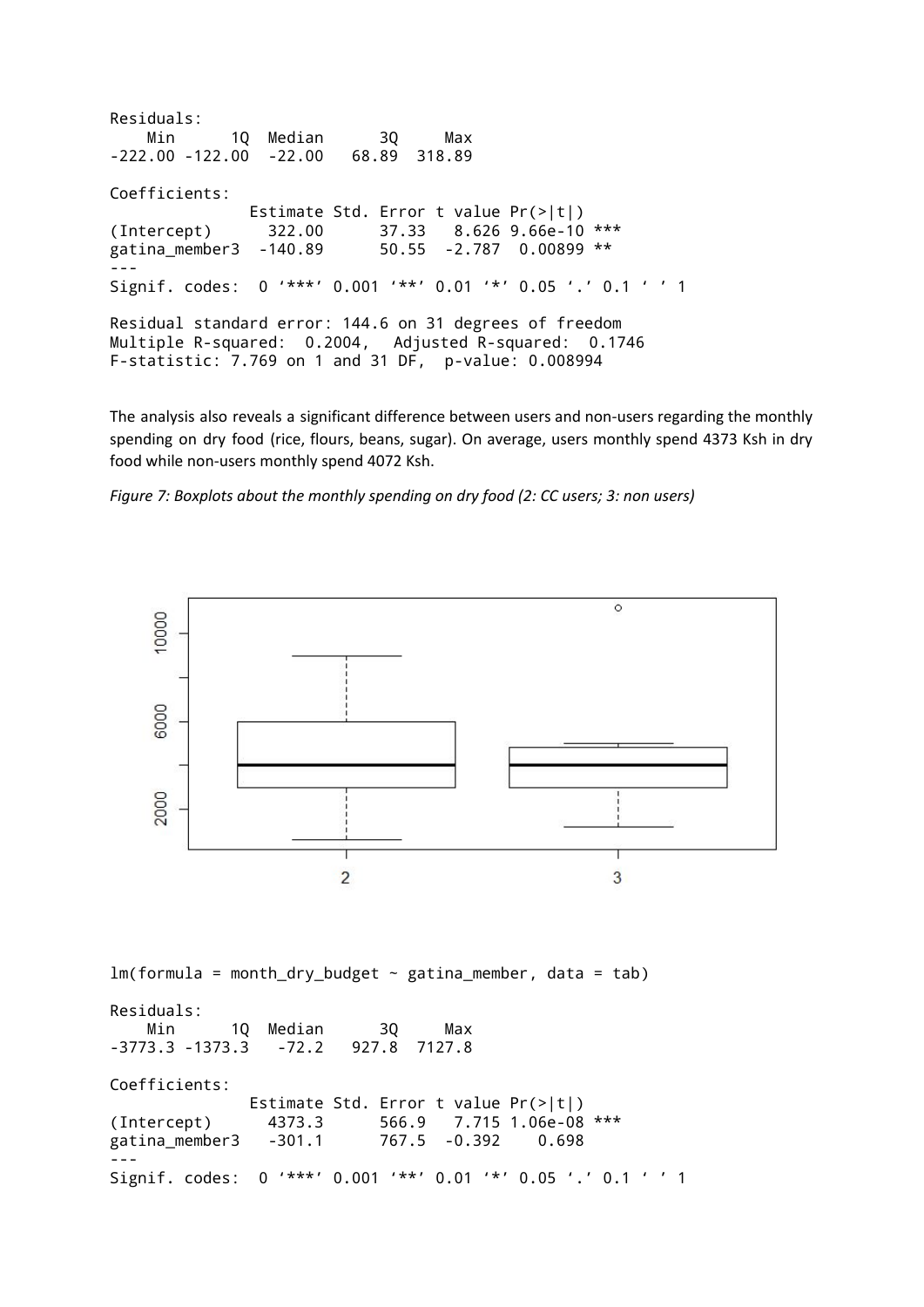```
Residuals:
    Min      1Q  Median      3Q     Max 
-222.00 -122.00  -22.00   68.89  318.89 

Coefficients:
               Estimate Std. Error t value Pr(>|t|)    
(Intercept)      322.00      37.33   8.626 9.66e-10 ***
gatina_member3  -140.89      50.55  -2.787  0.00899 ** 
---
Signif. codes:  0 '***' 0.001 '**' 0.01 '*' 0.05 '.' 0.1 ' ' 1

Residual standard error: 144.6 on 31 degrees of freedom
Multiple R-squared:  0.2004,	Adjusted R-squared:  0.1746 
F-statistic: 7.769 on 1 and 31 DF,  p-value: 0.008994
```

The analysis also reveals a significant difference between users and non-users regarding the monthly spending on dry food (rice, flours, beans, sugar). On average, users monthly spend 4373 Ksh in dry food while non-users monthly spend 4072 Ksh.

*Figure 7: Boxplots about the monthly spending on dry food (2: CC users; 3: non users)*

```
lm(formula = month_dry_budget ~ gatina_member, data = tab)

Residuals:
    Min      1Q  Median      3Q     Max 
-3773.3 -1373.3   -72.2   927.8  7127.8 

Coefficients:
               Estimate Std. Error t value Pr(>|t|)    
(Intercept)      4373.3      566.9   7.715 1.06e-08 ***
gatina_member3   -301.1      767.5  -0.392    0.698    
---
Signif. codes:  0 '***' 0.001 '**' 0.01 '*' 0.05 '.' 0.1 ' ' 1
```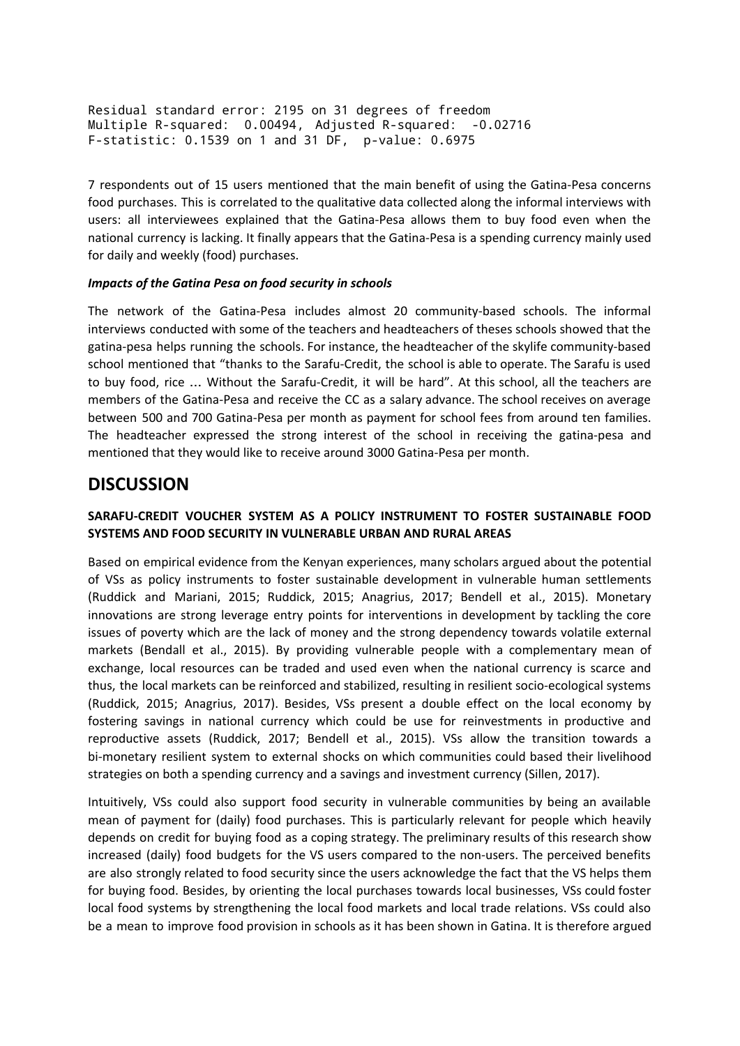```
Residual standard error: 2195 on 31 degrees of freedom
Multiple R-squared:  0.00494, Adjusted R-squared:  -0.02716
F-statistic: 0.1539 on 1 and 31 DF,  p-value: 0.6975
```

7 respondents out of 15 users mentioned that the main benefit of using the Gatina-Pesa concerns food purchases. This is correlated to the qualitative data collected along the informal interviews with users: all interviewees explained that the Gatina-Pesa allows them to buy food even when the national currency is lacking. It finally appears that the Gatina-Pesa is a spending currency mainly used for daily and weekly (food) purchases.

***Impacts of the Gatina Pesa on food security in schools***

The network of the Gatina-Pesa includes almost 20 community-based schools. The informal interviews conducted with some of the teachers and headteachers of theses schools showed that the gatina-pesa helps running the schools. For instance, the headteacher of the skylife community-based school mentioned that "thanks to the Sarafu-Credit, the school is able to operate. The Sarafu is used to buy food, rice ... Without the Sarafu-Credit, it will be hard". At this school, all the teachers are members of the Gatina-Pesa and receive the CC as a salary advance. The school receives on average between 500 and 700 Gatina-Pesa per month as payment for school fees from around ten families. The headteacher expressed the strong interest of the school in receiving the gatina-pesa and mentioned that they would like to receive around 3000 Gatina-Pesa per month.

# DISCUSSION

### SARAFU-CREDIT VOUCHER SYSTEM AS A POLICY INSTRUMENT TO FOSTER SUSTAINABLE FOOD SYSTEMS AND FOOD SECURITY IN VULNERABLE URBAN AND RURAL AREAS

Based on empirical evidence from the Kenyan experiences, many scholars argued about the potential of VSs as policy instruments to foster sustainable development in vulnerable human settlements (Ruddick and Mariani, 2015; Ruddick, 2015; Anagrius, 2017; Bendell et al., 2015). Monetary innovations are strong leverage entry points for interventions in development by tackling the core issues of poverty which are the lack of money and the strong dependency towards volatile external markets (Bendall et al., 2015). By providing vulnerable people with a complementary mean of exchange, local resources can be traded and used even when the national currency is scarce and thus, the local markets can be reinforced and stabilized, resulting in resilient socio-ecological systems (Ruddick, 2015; Anagrius, 2017). Besides, VSs present a double effect on the local economy by fostering savings in national currency which could be use for reinvestments in productive and reproductive assets (Ruddick, 2017; Bendell et al., 2015). VSs allow the transition towards a bi-monetary resilient system to external shocks on which communities could based their livelihood strategies on both a spending currency and a savings and investment currency (Sillen, 2017).

Intuitively, VSs could also support food security in vulnerable communities by being an available mean of payment for (daily) food purchases. This is particularly relevant for people which heavily depends on credit for buying food as a coping strategy. The preliminary results of this research show increased (daily) food budgets for the VS users compared to the non-users. The perceived benefits are also strongly related to food security since the users acknowledge the fact that the VS helps them for buying food. Besides, by orienting the local purchases towards local businesses, VSs could foster local food systems by strengthening the local food markets and local trade relations. VSs could also be a mean to improve food provision in schools as it has been shown in Gatina. It is therefore argued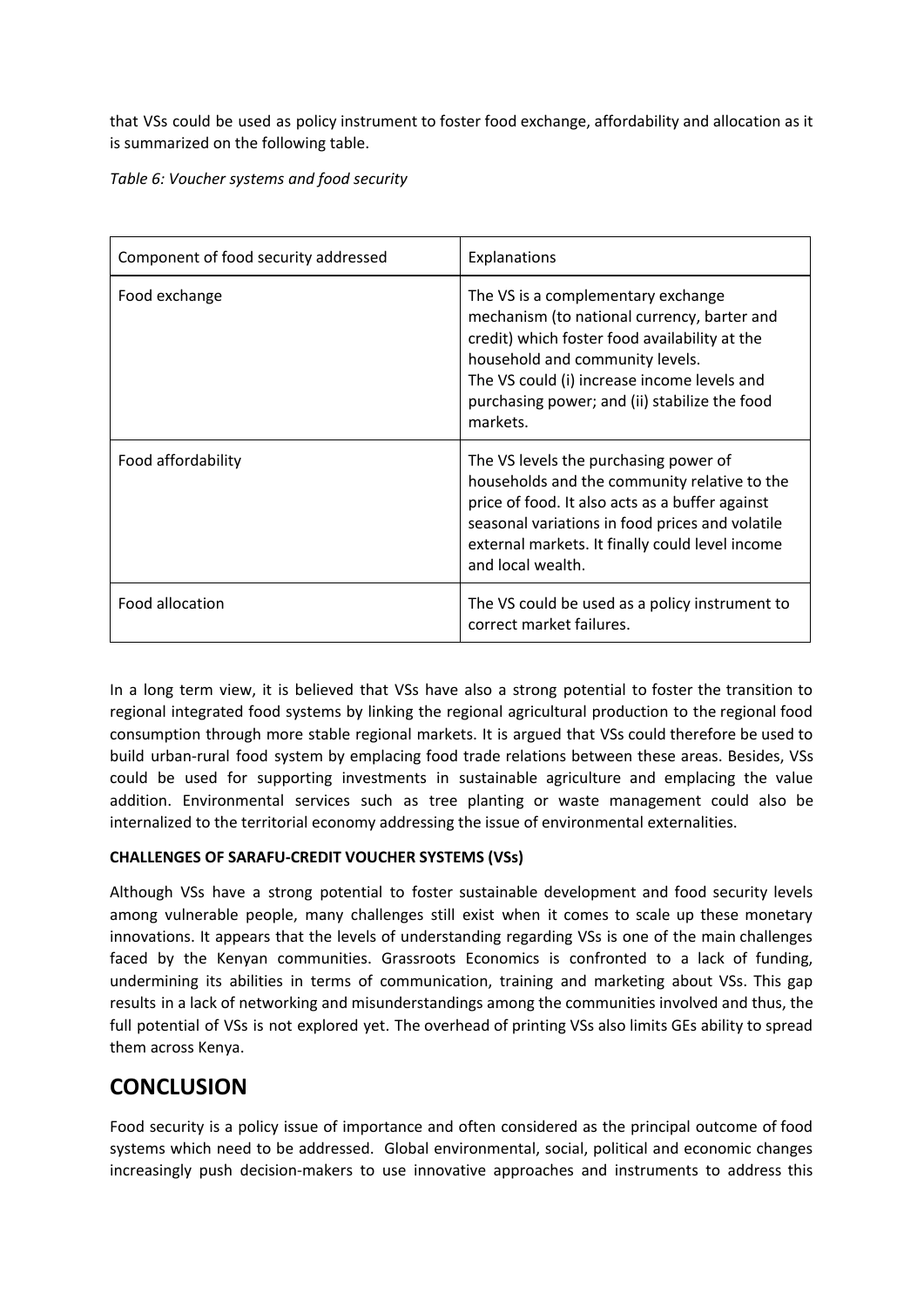that VSs could be used as policy instrument to foster food exchange, affordability and allocation as it is summarized on the following table.

*Table 6: Voucher systems and food security*

| Component of food security addressed | Explanations |
|---|---|
| Food exchange | The VS is a complementary exchange mechanism (to national currency, barter and credit) which foster food availability at the household and community levels.<br>The VS could (i) increase income levels and purchasing power; and (ii) stabilize the food markets. |
| Food affordability | The VS levels the purchasing power of households and the community relative to the price of food. It also acts as a buffer against seasonal variations in food prices and volatile external markets. It finally could level income and local wealth. |
| Food allocation | The VS could be used as a policy instrument to correct market failures. |

In a long term view, it is believed that VSs have also a strong potential to foster the transition to regional integrated food systems by linking the regional agricultural production to the regional food consumption through more stable regional markets. It is argued that VSs could therefore be used to build urban-rural food system by emplacing food trade relations between these areas. Besides, VSs could be used for supporting investments in sustainable agriculture and emplacing the value addition. Environmental services such as tree planting or waste management could also be internalized to the territorial economy addressing the issue of environmental externalities.

**CHALLENGES OF SARAFU-CREDIT VOUCHER SYSTEMS (VSs)**

Although VSs have a strong potential to foster sustainable development and food security levels among vulnerable people, many challenges still exist when it comes to scale up these monetary innovations. It appears that the levels of understanding regarding VSs is one of the main challenges faced by the Kenyan communities. Grassroots Economics is confronted to a lack of funding, undermining its abilities in terms of communication, training and marketing about VSs. This gap results in a lack of networking and misunderstandings among the communities involved and thus, the full potential of VSs is not explored yet. The overhead of printing VSs also limits GEs ability to spread them across Kenya.

## CONCLUSION

Food security is a policy issue of importance and often considered as the principal outcome of food systems which need to be addressed. Global environmental, social, political and economic changes increasingly push decision-makers to use innovative approaches and instruments to address this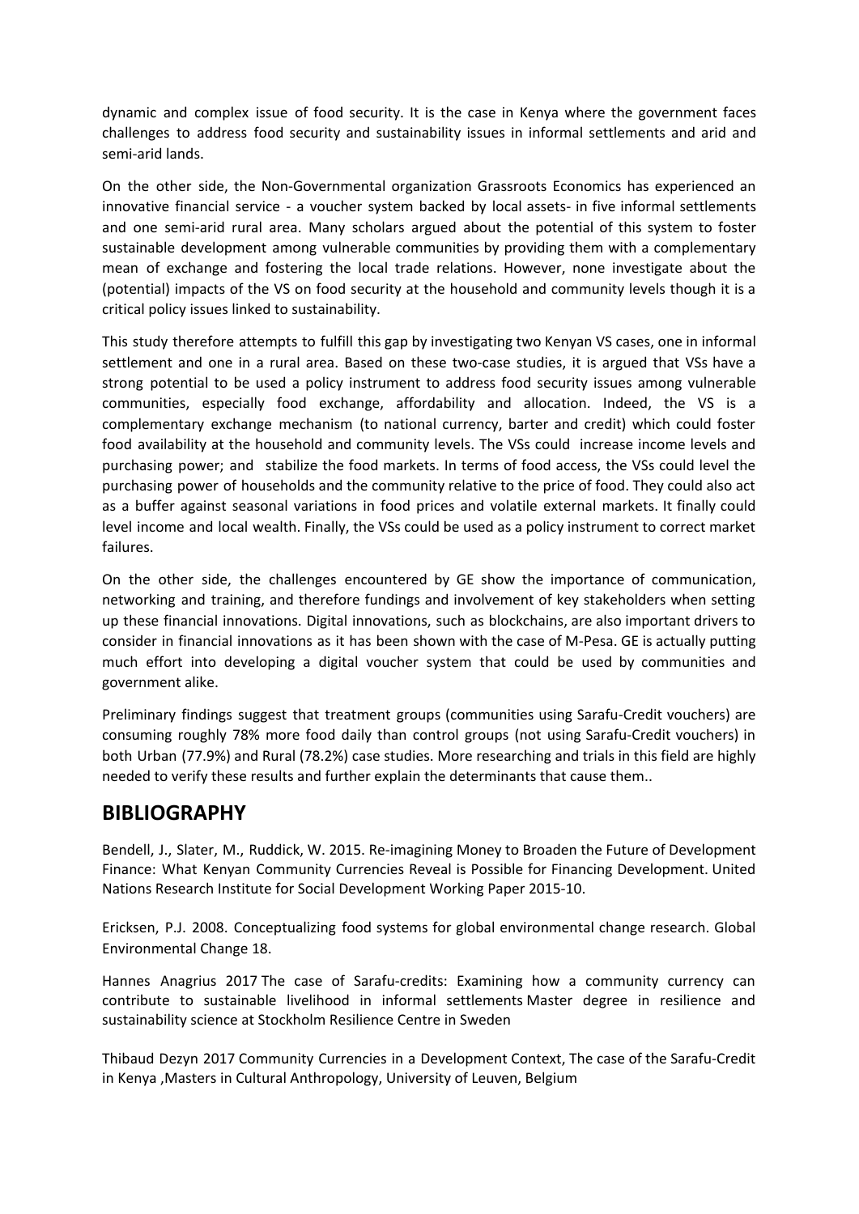dynamic and complex issue of food security. It is the case in Kenya where the government faces challenges to address food security and sustainability issues in informal settlements and arid and semi-arid lands.

On the other side, the Non-Governmental organization Grassroots Economics has experienced an innovative financial service - a voucher system backed by local assets- in five informal settlements and one semi-arid rural area. Many scholars argued about the potential of this system to foster sustainable development among vulnerable communities by providing them with a complementary mean of exchange and fostering the local trade relations. However, none investigate about the (potential) impacts of the VS on food security at the household and community levels though it is a critical policy issues linked to sustainability.

This study therefore attempts to fulfill this gap by investigating two Kenyan VS cases, one in informal settlement and one in a rural area. Based on these two-case studies, it is argued that VSs have a strong potential to be used a policy instrument to address food security issues among vulnerable communities, especially food exchange, affordability and allocation. Indeed, the VS is a complementary exchange mechanism (to national currency, barter and credit) which could foster food availability at the household and community levels. The VSs could increase income levels and purchasing power; and stabilize the food markets. In terms of food access, the VSs could level the purchasing power of households and the community relative to the price of food. They could also act as a buffer against seasonal variations in food prices and volatile external markets. It finally could level income and local wealth. Finally, the VSs could be used as a policy instrument to correct market failures.

On the other side, the challenges encountered by GE show the importance of communication, networking and training, and therefore fundings and involvement of key stakeholders when setting up these financial innovations. Digital innovations, such as blockchains, are also important drivers to consider in financial innovations as it has been shown with the case of M-Pesa. GE is actually putting much effort into developing a digital voucher system that could be used by communities and government alike.

Preliminary findings suggest that treatment groups (communities using Sarafu-Credit vouchers) are consuming roughly 78% more food daily than control groups (not using Sarafu-Credit vouchers) in both Urban (77.9%) and Rural (78.2%) case studies. More researching and trials in this field are highly needed to verify these results and further explain the determinants that cause them..

## BIBLIOGRAPHY

Bendell, J., Slater, M., Ruddick, W. 2015. Re-imagining Money to Broaden the Future of Development Finance: What Kenyan Community Currencies Reveal is Possible for Financing Development. United Nations Research Institute for Social Development Working Paper 2015-10.

Ericksen, P.J. 2008. Conceptualizing food systems for global environmental change research. Global Environmental Change 18.

Hannes Anagrius 2017 The case of Sarafu-credits: Examining how a community currency can contribute to sustainable livelihood in informal settlements Master degree in resilience and sustainability science at Stockholm Resilience Centre in Sweden

Thibaud Dezyn 2017 Community Currencies in a Development Context, The case of the Sarafu-Credit in Kenya ,Masters in Cultural Anthropology, University of Leuven, Belgium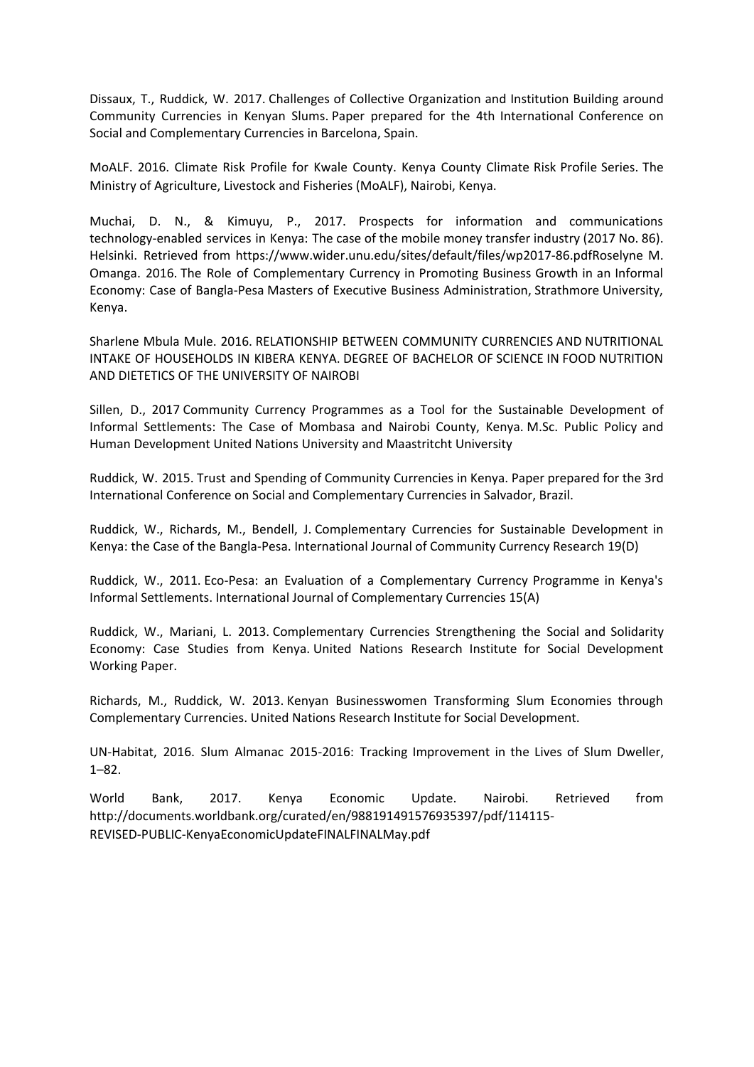Dissaux, T., Ruddick, W. 2017. Challenges of Collective Organization and Institution Building around Community Currencies in Kenyan Slums. Paper prepared for the 4th International Conference on Social and Complementary Currencies in Barcelona, Spain.

MoALF. 2016. Climate Risk Profile for Kwale County. Kenya County Climate Risk Profile Series. The Ministry of Agriculture, Livestock and Fisheries (MoALF), Nairobi, Kenya.

Muchai, D. N., & Kimuyu, P., 2017. Prospects for information and communications technology-enabled services in Kenya: The case of the mobile money transfer industry (2017 No. 86). Helsinki. Retrieved from https://www.wider.unu.edu/sites/default/files/wp2017-86.pdfRoselyne M. Omanga. 2016. The Role of Complementary Currency in Promoting Business Growth in an Informal Economy: Case of Bangla-Pesa Masters of Executive Business Administration, Strathmore University, Kenya.

Sharlene Mbula Mule. 2016. RELATIONSHIP BETWEEN COMMUNITY CURRENCIES AND NUTRITIONAL INTAKE OF HOUSEHOLDS IN KIBERA KENYA. DEGREE OF BACHELOR OF SCIENCE IN FOOD NUTRITION AND DIETETICS OF THE UNIVERSITY OF NAIROBI

Sillen, D., 2017 Community Currency Programmes as a Tool for the Sustainable Development of Informal Settlements: The Case of Mombasa and Nairobi County, Kenya. M.Sc. Public Policy and Human Development United Nations University and Maastritcht University

Ruddick, W. 2015. Trust and Spending of Community Currencies in Kenya. Paper prepared for the 3rd International Conference on Social and Complementary Currencies in Salvador, Brazil.

Ruddick, W., Richards, M., Bendell, J. Complementary Currencies for Sustainable Development in Kenya: the Case of the Bangla-Pesa. International Journal of Community Currency Research 19(D)

Ruddick, W., 2011. Eco-Pesa: an Evaluation of a Complementary Currency Programme in Kenya's Informal Settlements. International Journal of Complementary Currencies 15(A)

Ruddick, W., Mariani, L. 2013. Complementary Currencies Strengthening the Social and Solidarity Economy: Case Studies from Kenya. United Nations Research Institute for Social Development Working Paper.

Richards, M., Ruddick, W. 2013. Kenyan Businesswomen Transforming Slum Economies through Complementary Currencies. United Nations Research Institute for Social Development.

UN-Habitat, 2016. Slum Almanac 2015-2016: Tracking Improvement in the Lives of Slum Dweller, 1–82.

World Bank, 2017. Kenya Economic Update. Nairobi. Retrieved from http://documents.worldbank.org/curated/en/988191491576935397/pdf/114115-REVISED-PUBLIC-KenyaEconomicUpdateFINALFINALMay.pdf